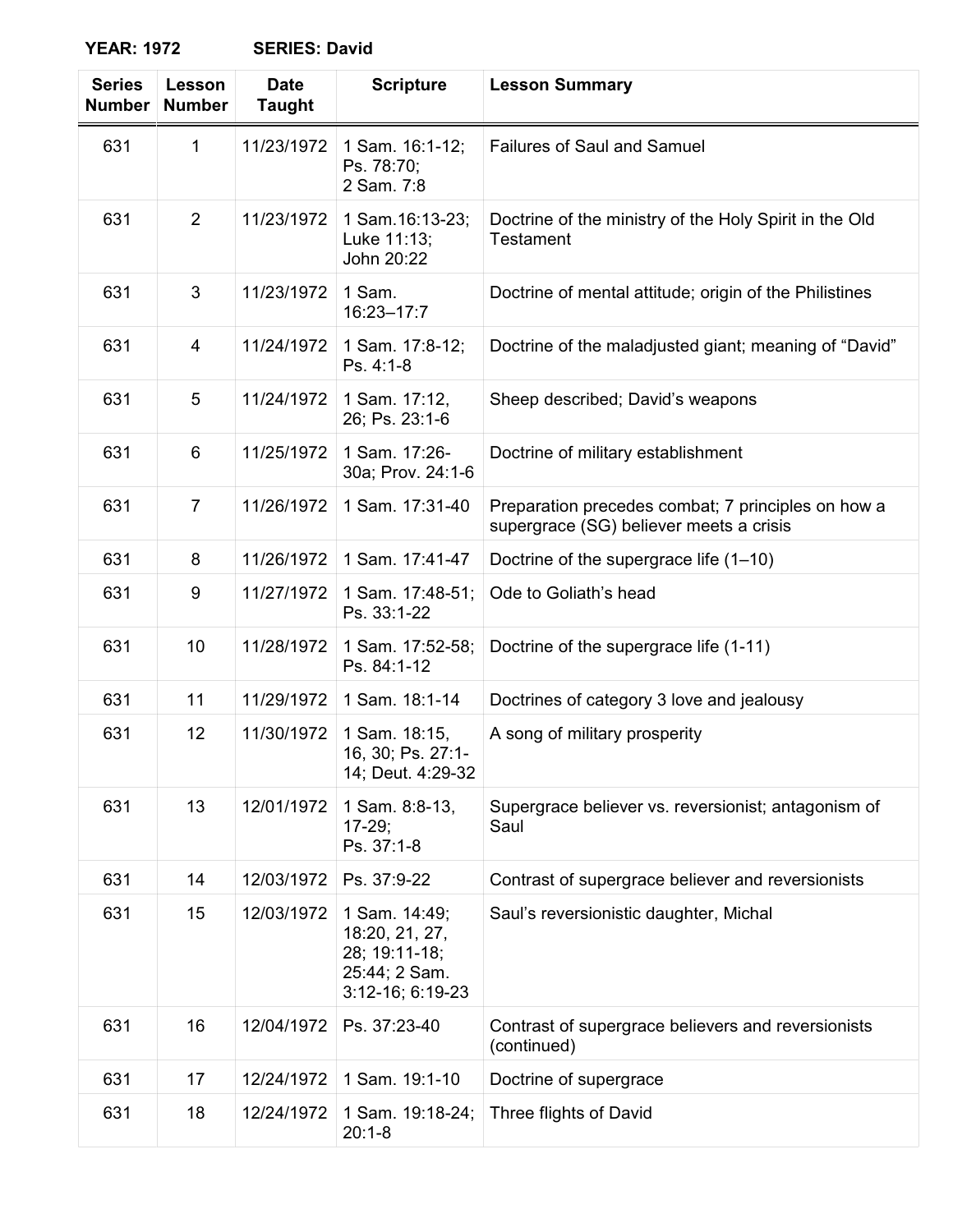**YEAR: 1972 SERIES: David**

| Series Number | Lesson Number | Date Taught | Scripture | Lesson Summary |
|---|---|---|---|---|
| 631 | 1 | 11/23/1972 | 1 Sam. 16:1-12; Ps. 78:70; 2 Sam. 7:8 | Failures of Saul and Samuel |
| 631 | 2 | 11/23/1972 | 1 Sam.16:13-23; Luke 11:13; John 20:22 | Doctrine of the ministry of the Holy Spirit in the Old Testament |
| 631 | 3 | 11/23/1972 | 1 Sam. 16:23–17:7 | Doctrine of mental attitude; origin of the Philistines |
| 631 | 4 | 11/24/1972 | 1 Sam. 17:8-12; Ps. 4:1-8 | Doctrine of the maladjusted giant; meaning of “David” |
| 631 | 5 | 11/24/1972 | 1 Sam. 17:12, 26; Ps. 23:1-6 | Sheep described; David’s weapons |
| 631 | 6 | 11/25/1972 | 1 Sam. 17:26-30a; Prov. 24:1-6 | Doctrine of military establishment |
| 631 | 7 | 11/26/1972 | 1 Sam. 17:31-40 | Preparation precedes combat; 7 principles on how a supergrace (SG) believer meets a crisis |
| 631 | 8 | 11/26/1972 | 1 Sam. 17:41-47 | Doctrine of the supergrace life (1–10) |
| 631 | 9 | 11/27/1972 | 1 Sam. 17:48-51; Ps. 33:1-22 | Ode to Goliath’s head |
| 631 | 10 | 11/28/1972 | 1 Sam. 17:52-58; Ps. 84:1-12 | Doctrine of the supergrace life (1-11) |
| 631 | 11 | 11/29/1972 | 1 Sam. 18:1-14 | Doctrines of category 3 love and jealousy |
| 631 | 12 | 11/30/1972 | 1 Sam. 18:15, 16, 30; Ps. 27:1-14; Deut. 4:29-32 | A song of military prosperity |
| 631 | 13 | 12/01/1972 | 1 Sam. 8:8-13, 17-29; Ps. 37:1-8 | Supergrace believer vs. reversionist; antagonism of Saul |
| 631 | 14 | 12/03/1972 | Ps. 37:9-22 | Contrast of supergrace believer and reversionists |
| 631 | 15 | 12/03/1972 | 1 Sam. 14:49; 18:20, 21, 27, 28; 19:11-18; 25:44; 2 Sam. 3:12-16; 6:19-23 | Saul’s reversionistic daughter, Michal |
| 631 | 16 | 12/04/1972 | Ps. 37:23-40 | Contrast of supergrace believers and reversionists (continued) |
| 631 | 17 | 12/24/1972 | 1 Sam. 19:1-10 | Doctrine of supergrace |
| 631 | 18 | 12/24/1972 | 1 Sam. 19:18-24; 20:1-8 | Three flights of David |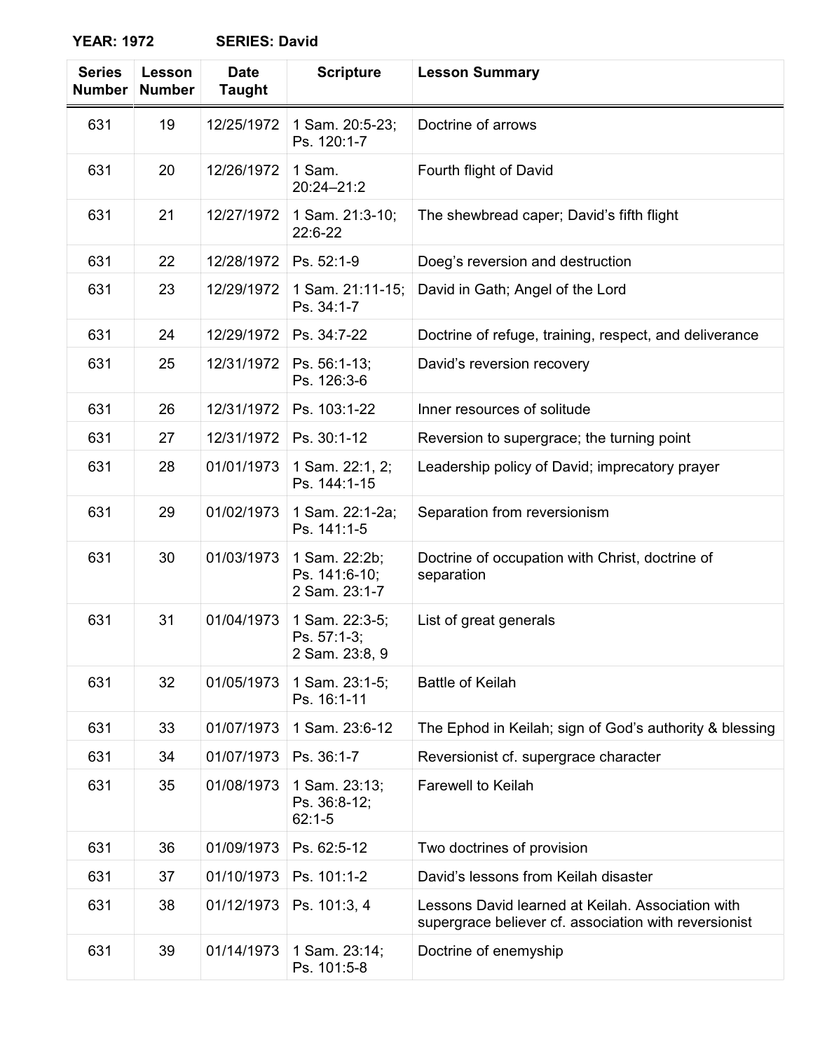**YEAR: 1972 SERIES: David**

| Series Number | Lesson Number | Date Taught | Scripture | Lesson Summary |
|---|---|---|---|---|
| 631 | 19 | 12/25/1972 | 1 Sam. 20:5-23; Ps. 120:1-7 | Doctrine of arrows |
| 631 | 20 | 12/26/1972 | 1 Sam. 20:24–21:2 | Fourth flight of David |
| 631 | 21 | 12/27/1972 | 1 Sam. 21:3-10; 22:6-22 | The shewbread caper; David's fifth flight |
| 631 | 22 | 12/28/1972 | Ps. 52:1-9 | Doeg's reversion and destruction |
| 631 | 23 | 12/29/1972 | 1 Sam. 21:11-15; Ps. 34:1-7 | David in Gath; Angel of the Lord |
| 631 | 24 | 12/29/1972 | Ps. 34:7-22 | Doctrine of refuge, training, respect, and deliverance |
| 631 | 25 | 12/31/1972 | Ps. 56:1-13; Ps. 126:3-6 | David's reversion recovery |
| 631 | 26 | 12/31/1972 | Ps. 103:1-22 | Inner resources of solitude |
| 631 | 27 | 12/31/1972 | Ps. 30:1-12 | Reversion to supergrace; the turning point |
| 631 | 28 | 01/01/1973 | 1 Sam. 22:1, 2; Ps. 144:1-15 | Leadership policy of David; imprecatory prayer |
| 631 | 29 | 01/02/1973 | 1 Sam. 22:1-2a; Ps. 141:1-5 | Separation from reversionism |
| 631 | 30 | 01/03/1973 | 1 Sam. 22:2b; Ps. 141:6-10; 2 Sam. 23:1-7 | Doctrine of occupation with Christ, doctrine of separation |
| 631 | 31 | 01/04/1973 | 1 Sam. 22:3-5; Ps. 57:1-3; 2 Sam. 23:8, 9 | List of great generals |
| 631 | 32 | 01/05/1973 | 1 Sam. 23:1-5; Ps. 16:1-11 | Battle of Keilah |
| 631 | 33 | 01/07/1973 | 1 Sam. 23:6-12 | The Ephod in Keilah; sign of God's authority & blessing |
| 631 | 34 | 01/07/1973 | Ps. 36:1-7 | Reversionist cf. supergrace character |
| 631 | 35 | 01/08/1973 | 1 Sam. 23:13; Ps. 36:8-12; 62:1-5 | Farewell to Keilah |
| 631 | 36 | 01/09/1973 | Ps. 62:5-12 | Two doctrines of provision |
| 631 | 37 | 01/10/1973 | Ps. 101:1-2 | David's lessons from Keilah disaster |
| 631 | 38 | 01/12/1973 | Ps. 101:3, 4 | Lessons David learned at Keilah. Association with supergrace believer cf. association with reversionist |
| 631 | 39 | 01/14/1973 | 1 Sam. 23:14; Ps. 101:5-8 | Doctrine of enemyship |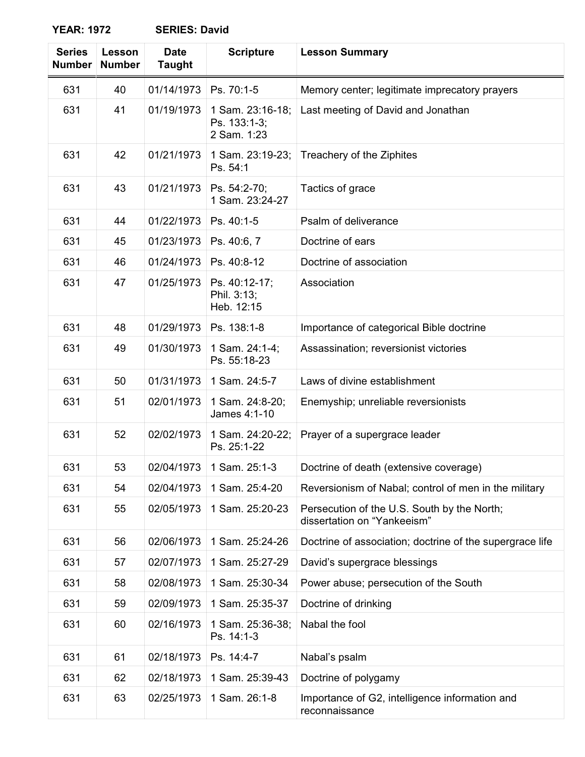**YEAR: 1972 SERIES: David**

| Series Number | Lesson Number | Date Taught | Scripture | Lesson Summary |
|---|---|---|---|---|
| 631 | 40 | 01/14/1973 | Ps. 70:1-5 | Memory center; legitimate imprecatory prayers |
| 631 | 41 | 01/19/1973 | 1 Sam. 23:16-18; Ps. 133:1-3; 2 Sam. 1:23 | Last meeting of David and Jonathan |
| 631 | 42 | 01/21/1973 | 1 Sam. 23:19-23; Ps. 54:1 | Treachery of the Ziphites |
| 631 | 43 | 01/21/1973 | Ps. 54:2-70; 1 Sam. 23:24-27 | Tactics of grace |
| 631 | 44 | 01/22/1973 | Ps. 40:1-5 | Psalm of deliverance |
| 631 | 45 | 01/23/1973 | Ps. 40:6, 7 | Doctrine of ears |
| 631 | 46 | 01/24/1973 | Ps. 40:8-12 | Doctrine of association |
| 631 | 47 | 01/25/1973 | Ps. 40:12-17; Phil. 3:13; Heb. 12:15 | Association |
| 631 | 48 | 01/29/1973 | Ps. 138:1-8 | Importance of categorical Bible doctrine |
| 631 | 49 | 01/30/1973 | 1 Sam. 24:1-4; Ps. 55:18-23 | Assassination; reversionist victories |
| 631 | 50 | 01/31/1973 | 1 Sam. 24:5-7 | Laws of divine establishment |
| 631 | 51 | 02/01/1973 | 1 Sam. 24:8-20; James 4:1-10 | Enemyship; unreliable reversionists |
| 631 | 52 | 02/02/1973 | 1 Sam. 24:20-22; Ps. 25:1-22 | Prayer of a supergrace leader |
| 631 | 53 | 02/04/1973 | 1 Sam. 25:1-3 | Doctrine of death (extensive coverage) |
| 631 | 54 | 02/04/1973 | 1 Sam. 25:4-20 | Reversionism of Nabal; control of men in the military |
| 631 | 55 | 02/05/1973 | 1 Sam. 25:20-23 | Persecution of the U.S. South by the North; dissertation on "Yankeeism" |
| 631 | 56 | 02/06/1973 | 1 Sam. 25:24-26 | Doctrine of association; doctrine of the supergrace life |
| 631 | 57 | 02/07/1973 | 1 Sam. 25:27-29 | David's supergrace blessings |
| 631 | 58 | 02/08/1973 | 1 Sam. 25:30-34 | Power abuse; persecution of the South |
| 631 | 59 | 02/09/1973 | 1 Sam. 25:35-37 | Doctrine of drinking |
| 631 | 60 | 02/16/1973 | 1 Sam. 25:36-38; Ps. 14:1-3 | Nabal the fool |
| 631 | 61 | 02/18/1973 | Ps. 14:4-7 | Nabal's psalm |
| 631 | 62 | 02/18/1973 | 1 Sam. 25:39-43 | Doctrine of polygamy |
| 631 | 63 | 02/25/1973 | 1 Sam. 26:1-8 | Importance of G2, intelligence information and reconnaissance |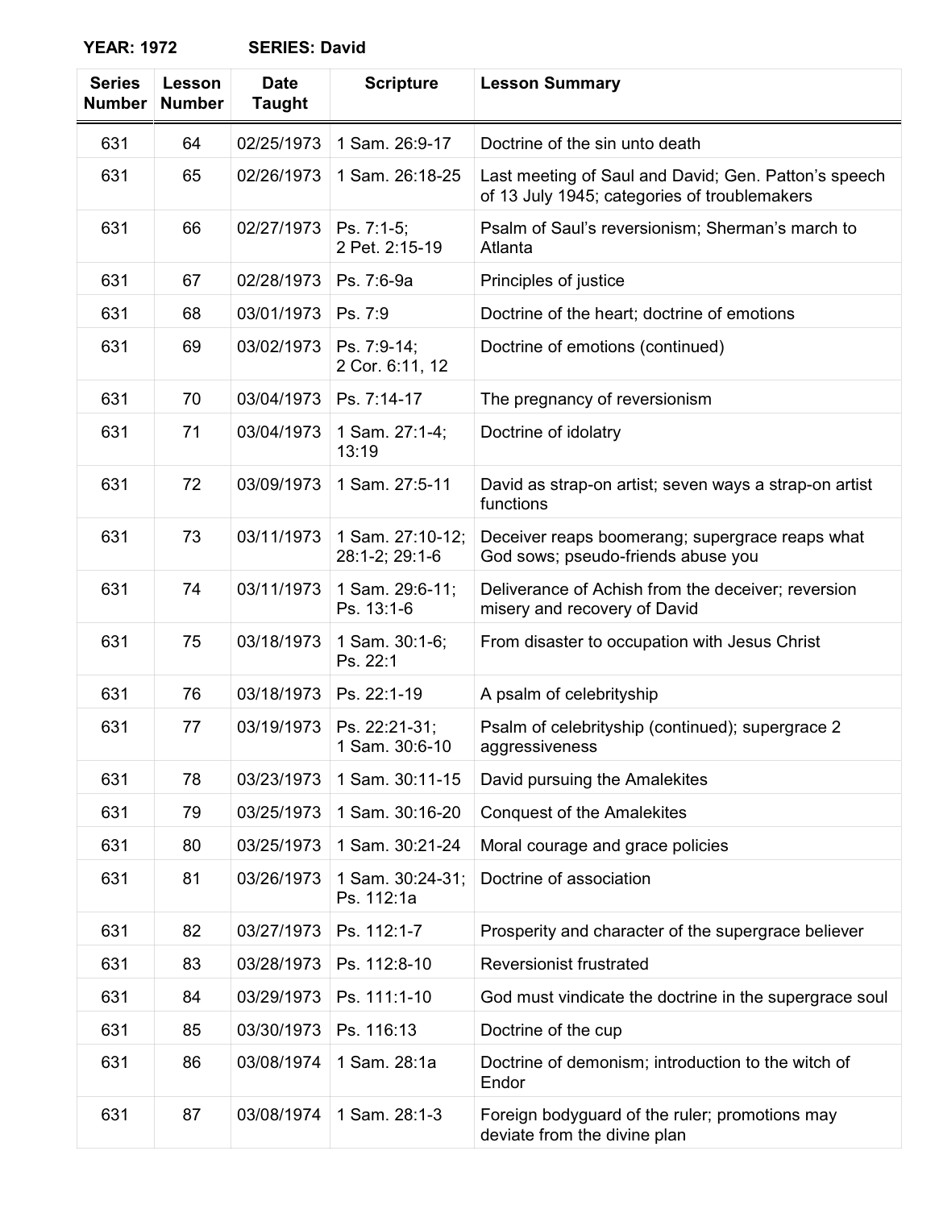**YEAR: 1972 SERIES: David**

| Series Number | Lesson Number | Date Taught | Scripture | Lesson Summary |
|---|---|---|---|---|
| 631 | 64 | 02/25/1973 | 1 Sam. 26:9-17 | Doctrine of the sin unto death |
| 631 | 65 | 02/26/1973 | 1 Sam. 26:18-25 | Last meeting of Saul and David; Gen. Patton's speech of 13 July 1945; categories of troublemakers |
| 631 | 66 | 02/27/1973 | Ps. 7:1-5; 2 Pet. 2:15-19 | Psalm of Saul's reversionism; Sherman's march to Atlanta |
| 631 | 67 | 02/28/1973 | Ps. 7:6-9a | Principles of justice |
| 631 | 68 | 03/01/1973 | Ps. 7:9 | Doctrine of the heart; doctrine of emotions |
| 631 | 69 | 03/02/1973 | Ps. 7:9-14; 2 Cor. 6:11, 12 | Doctrine of emotions (continued) |
| 631 | 70 | 03/04/1973 | Ps. 7:14-17 | The pregnancy of reversionism |
| 631 | 71 | 03/04/1973 | 1 Sam. 27:1-4; 13:19 | Doctrine of idolatry |
| 631 | 72 | 03/09/1973 | 1 Sam. 27:5-11 | David as strap-on artist; seven ways a strap-on artist functions |
| 631 | 73 | 03/11/1973 | 1 Sam. 27:10-12; 28:1-2; 29:1-6 | Deceiver reaps boomerang; supergrace reaps what God sows; pseudo-friends abuse you |
| 631 | 74 | 03/11/1973 | 1 Sam. 29:6-11; Ps. 13:1-6 | Deliverance of Achish from the deceiver; reversion misery and recovery of David |
| 631 | 75 | 03/18/1973 | 1 Sam. 30:1-6; Ps. 22:1 | From disaster to occupation with Jesus Christ |
| 631 | 76 | 03/18/1973 | Ps. 22:1-19 | A psalm of celebrityship |
| 631 | 77 | 03/19/1973 | Ps. 22:21-31; 1 Sam. 30:6-10 | Psalm of celebrityship (continued); supergrace 2 aggressiveness |
| 631 | 78 | 03/23/1973 | 1 Sam. 30:11-15 | David pursuing the Amalekites |
| 631 | 79 | 03/25/1973 | 1 Sam. 30:16-20 | Conquest of the Amalekites |
| 631 | 80 | 03/25/1973 | 1 Sam. 30:21-24 | Moral courage and grace policies |
| 631 | 81 | 03/26/1973 | 1 Sam. 30:24-31; Ps. 112:1a | Doctrine of association |
| 631 | 82 | 03/27/1973 | Ps. 112:1-7 | Prosperity and character of the supergrace believer |
| 631 | 83 | 03/28/1973 | Ps. 112:8-10 | Reversionist frustrated |
| 631 | 84 | 03/29/1973 | Ps. 111:1-10 | God must vindicate the doctrine in the supergrace soul |
| 631 | 85 | 03/30/1973 | Ps. 116:13 | Doctrine of the cup |
| 631 | 86 | 03/08/1974 | 1 Sam. 28:1a | Doctrine of demonism; introduction to the witch of Endor |
| 631 | 87 | 03/08/1974 | 1 Sam. 28:1-3 | Foreign bodyguard of the ruler; promotions may deviate from the divine plan |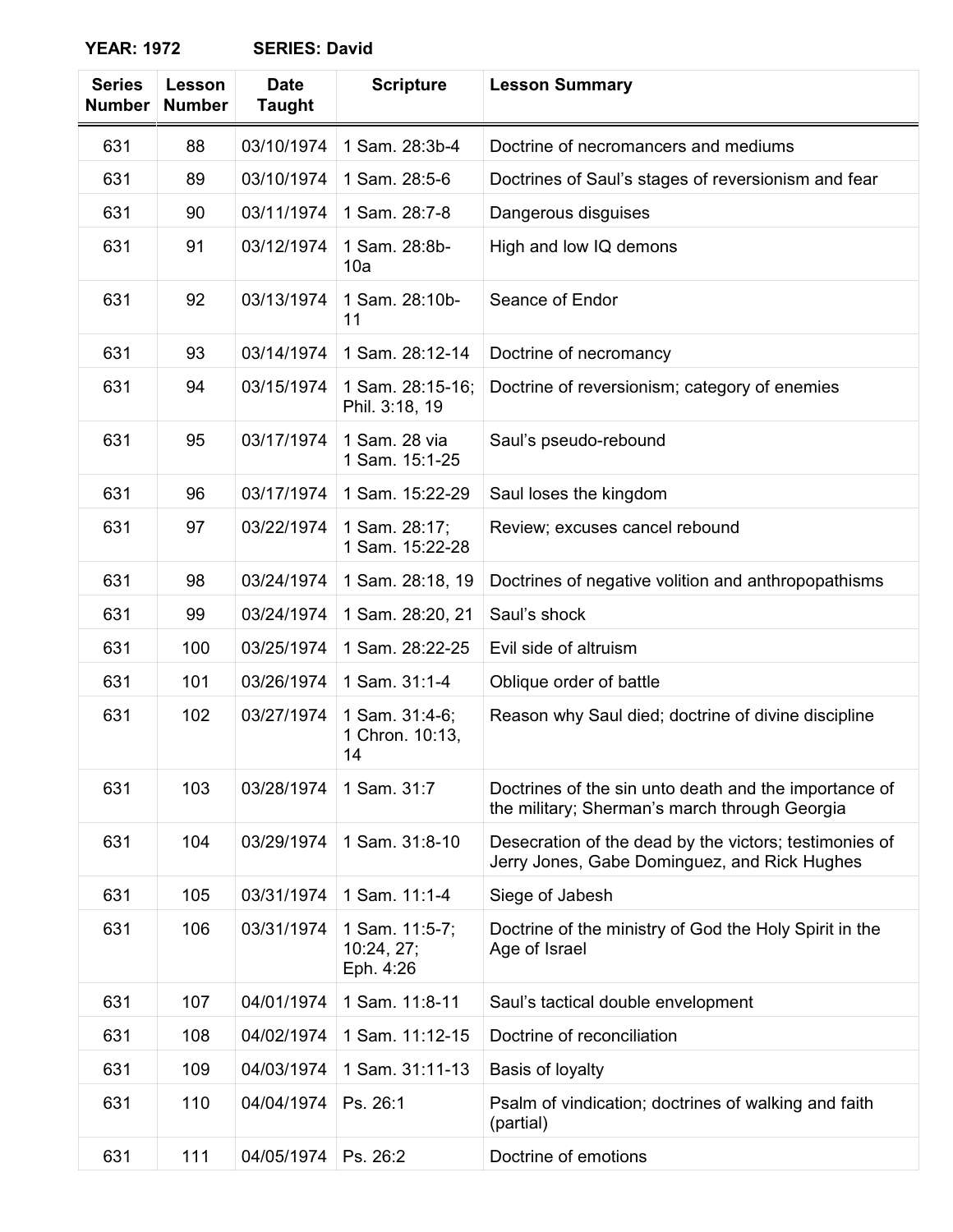**YEAR: 1972 SERIES: David**

| Series Number | Lesson Number | Date Taught | Scripture | Lesson Summary |
|---|---|---|---|---|
| 631 | 88 | 03/10/1974 | 1 Sam. 28:3b-4 | Doctrine of necromancers and mediums |
| 631 | 89 | 03/10/1974 | 1 Sam. 28:5-6 | Doctrines of Saul's stages of reversionism and fear |
| 631 | 90 | 03/11/1974 | 1 Sam. 28:7-8 | Dangerous disguises |
| 631 | 91 | 03/12/1974 | 1 Sam. 28:8b-10a | High and low IQ demons |
| 631 | 92 | 03/13/1974 | 1 Sam. 28:10b-11 | Seance of Endor |
| 631 | 93 | 03/14/1974 | 1 Sam. 28:12-14 | Doctrine of necromancy |
| 631 | 94 | 03/15/1974 | 1 Sam. 28:15-16; Phil. 3:18, 19 | Doctrine of reversionism; category of enemies |
| 631 | 95 | 03/17/1974 | 1 Sam. 28 via 1 Sam. 15:1-25 | Saul's pseudo-rebound |
| 631 | 96 | 03/17/1974 | 1 Sam. 15:22-29 | Saul loses the kingdom |
| 631 | 97 | 03/22/1974 | 1 Sam. 28:17; 1 Sam. 15:22-28 | Review; excuses cancel rebound |
| 631 | 98 | 03/24/1974 | 1 Sam. 28:18, 19 | Doctrines of negative volition and anthropopathisms |
| 631 | 99 | 03/24/1974 | 1 Sam. 28:20, 21 | Saul's shock |
| 631 | 100 | 03/25/1974 | 1 Sam. 28:22-25 | Evil side of altruism |
| 631 | 101 | 03/26/1974 | 1 Sam. 31:1-4 | Oblique order of battle |
| 631 | 102 | 03/27/1974 | 1 Sam. 31:4-6; 1 Chron. 10:13, 14 | Reason why Saul died; doctrine of divine discipline |
| 631 | 103 | 03/28/1974 | 1 Sam. 31:7 | Doctrines of the sin unto death and the importance of the military; Sherman's march through Georgia |
| 631 | 104 | 03/29/1974 | 1 Sam. 31:8-10 | Desecration of the dead by the victors; testimonies of Jerry Jones, Gabe Dominguez, and Rick Hughes |
| 631 | 105 | 03/31/1974 | 1 Sam. 11:1-4 | Siege of Jabesh |
| 631 | 106 | 03/31/1974 | 1 Sam. 11:5-7; 10:24, 27; Eph. 4:26 | Doctrine of the ministry of God the Holy Spirit in the Age of Israel |
| 631 | 107 | 04/01/1974 | 1 Sam. 11:8-11 | Saul's tactical double envelopment |
| 631 | 108 | 04/02/1974 | 1 Sam. 11:12-15 | Doctrine of reconciliation |
| 631 | 109 | 04/03/1974 | 1 Sam. 31:11-13 | Basis of loyalty |
| 631 | 110 | 04/04/1974 | Ps. 26:1 | Psalm of vindication; doctrines of walking and faith (partial) |
| 631 | 111 | 04/05/1974 | Ps. 26:2 | Doctrine of emotions |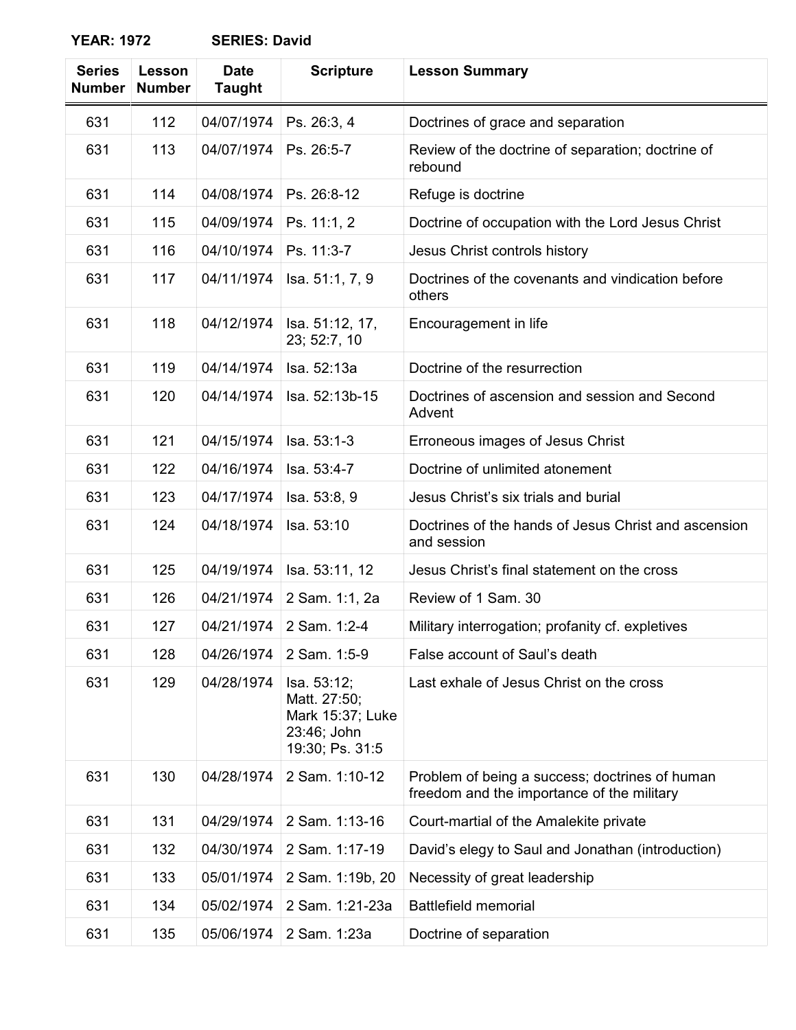**YEAR: 1972 SERIES: David**

| Series Number | Lesson Number | Date Taught | Scripture | Lesson Summary |
|---|---|---|---|---|
| 631 | 112 | 04/07/1974 | Ps. 26:3, 4 | Doctrines of grace and separation |
| 631 | 113 | 04/07/1974 | Ps. 26:5-7 | Review of the doctrine of separation; doctrine of rebound |
| 631 | 114 | 04/08/1974 | Ps. 26:8-12 | Refuge is doctrine |
| 631 | 115 | 04/09/1974 | Ps. 11:1, 2 | Doctrine of occupation with the Lord Jesus Christ |
| 631 | 116 | 04/10/1974 | Ps. 11:3-7 | Jesus Christ controls history |
| 631 | 117 | 04/11/1974 | Isa. 51:1, 7, 9 | Doctrines of the covenants and vindication before others |
| 631 | 118 | 04/12/1974 | Isa. 51:12, 17, 23; 52:7, 10 | Encouragement in life |
| 631 | 119 | 04/14/1974 | Isa. 52:13a | Doctrine of the resurrection |
| 631 | 120 | 04/14/1974 | Isa. 52:13b-15 | Doctrines of ascension and session and Second Advent |
| 631 | 121 | 04/15/1974 | Isa. 53:1-3 | Erroneous images of Jesus Christ |
| 631 | 122 | 04/16/1974 | Isa. 53:4-7 | Doctrine of unlimited atonement |
| 631 | 123 | 04/17/1974 | Isa. 53:8, 9 | Jesus Christ's six trials and burial |
| 631 | 124 | 04/18/1974 | Isa. 53:10 | Doctrines of the hands of Jesus Christ and ascension and session |
| 631 | 125 | 04/19/1974 | Isa. 53:11, 12 | Jesus Christ's final statement on the cross |
| 631 | 126 | 04/21/1974 | 2 Sam. 1:1, 2a | Review of 1 Sam. 30 |
| 631 | 127 | 04/21/1974 | 2 Sam. 1:2-4 | Military interrogation; profanity cf. expletives |
| 631 | 128 | 04/26/1974 | 2 Sam. 1:5-9 | False account of Saul's death |
| 631 | 129 | 04/28/1974 | Isa. 53:12; Matt. 27:50; Mark 15:37; Luke 23:46; John 19:30; Ps. 31:5 | Last exhale of Jesus Christ on the cross |
| 631 | 130 | 04/28/1974 | 2 Sam. 1:10-12 | Problem of being a success; doctrines of human freedom and the importance of the military |
| 631 | 131 | 04/29/1974 | 2 Sam. 1:13-16 | Court-martial of the Amalekite private |
| 631 | 132 | 04/30/1974 | 2 Sam. 1:17-19 | David's elegy to Saul and Jonathan (introduction) |
| 631 | 133 | 05/01/1974 | 2 Sam. 1:19b, 20 | Necessity of great leadership |
| 631 | 134 | 05/02/1974 | 2 Sam. 1:21-23a | Battlefield memorial |
| 631 | 135 | 05/06/1974 | 2 Sam. 1:23a | Doctrine of separation |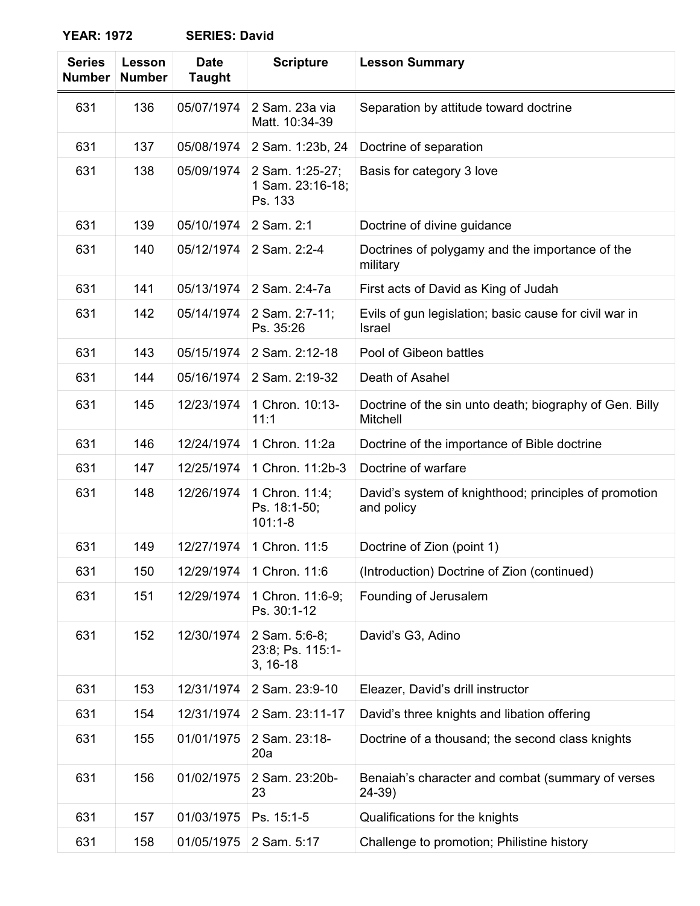**YEAR: 1972 SERIES: David**

| Series Number | Lesson Number | Date Taught | Scripture | Lesson Summary |
|---|---|---|---|---|
| 631 | 136 | 05/07/1974 | 2 Sam. 23a via Matt. 10:34-39 | Separation by attitude toward doctrine |
| 631 | 137 | 05/08/1974 | 2 Sam. 1:23b, 24 | Doctrine of separation |
| 631 | 138 | 05/09/1974 | 2 Sam. 1:25-27; 1 Sam. 23:16-18; Ps. 133 | Basis for category 3 love |
| 631 | 139 | 05/10/1974 | 2 Sam. 2:1 | Doctrine of divine guidance |
| 631 | 140 | 05/12/1974 | 2 Sam. 2:2-4 | Doctrines of polygamy and the importance of the military |
| 631 | 141 | 05/13/1974 | 2 Sam. 2:4-7a | First acts of David as King of Judah |
| 631 | 142 | 05/14/1974 | 2 Sam. 2:7-11; Ps. 35:26 | Evils of gun legislation; basic cause for civil war in Israel |
| 631 | 143 | 05/15/1974 | 2 Sam. 2:12-18 | Pool of Gibeon battles |
| 631 | 144 | 05/16/1974 | 2 Sam. 2:19-32 | Death of Asahel |
| 631 | 145 | 12/23/1974 | 1 Chron. 10:13-11:1 | Doctrine of the sin unto death; biography of Gen. Billy Mitchell |
| 631 | 146 | 12/24/1974 | 1 Chron. 11:2a | Doctrine of the importance of Bible doctrine |
| 631 | 147 | 12/25/1974 | 1 Chron. 11:2b-3 | Doctrine of warfare |
| 631 | 148 | 12/26/1974 | 1 Chron. 11:4; Ps. 18:1-50; 101:1-8 | David's system of knighthood; principles of promotion and policy |
| 631 | 149 | 12/27/1974 | 1 Chron. 11:5 | Doctrine of Zion (point 1) |
| 631 | 150 | 12/29/1974 | 1 Chron. 11:6 | (Introduction) Doctrine of Zion (continued) |
| 631 | 151 | 12/29/1974 | 1 Chron. 11:6-9; Ps. 30:1-12 | Founding of Jerusalem |
| 631 | 152 | 12/30/1974 | 2 Sam. 5:6-8; 23:8; Ps. 115:1-3, 16-18 | David's G3, Adino |
| 631 | 153 | 12/31/1974 | 2 Sam. 23:9-10 | Eleazer, David's drill instructor |
| 631 | 154 | 12/31/1974 | 2 Sam. 23:11-17 | David's three knights and libation offering |
| 631 | 155 | 01/01/1975 | 2 Sam. 23:18-20a | Doctrine of a thousand; the second class knights |
| 631 | 156 | 01/02/1975 | 2 Sam. 23:20b-23 | Benaiah's character and combat (summary of verses 24-39) |
| 631 | 157 | 01/03/1975 | Ps. 15:1-5 | Qualifications for the knights |
| 631 | 158 | 01/05/1975 | 2 Sam. 5:17 | Challenge to promotion; Philistine history |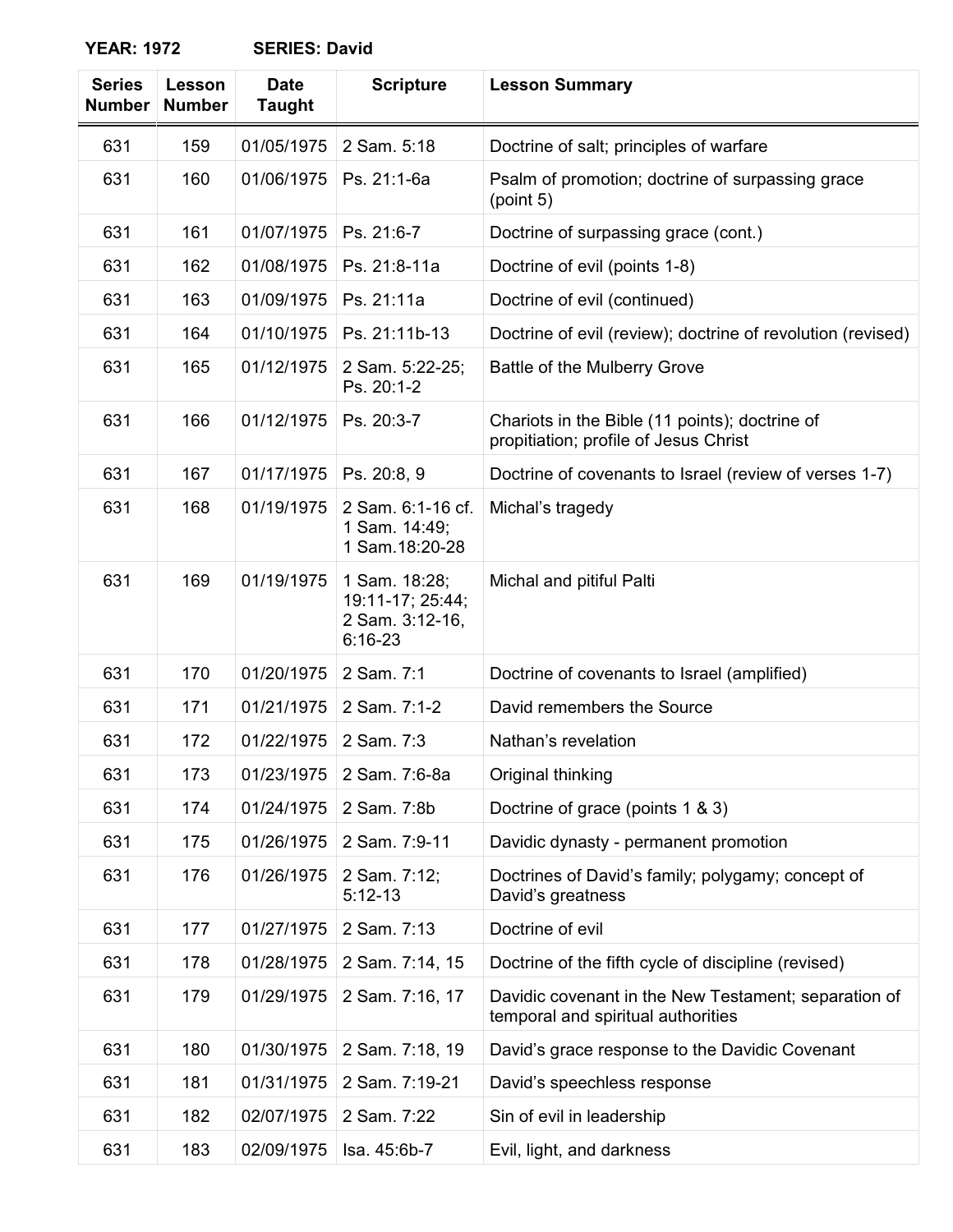**YEAR: 1972 SERIES: David**

| Series Number | Lesson Number | Date Taught | Scripture | Lesson Summary |
|---|---|---|---|---|
| 631 | 159 | 01/05/1975 | 2 Sam. 5:18 | Doctrine of salt; principles of warfare |
| 631 | 160 | 01/06/1975 | Ps. 21:1-6a | Psalm of promotion; doctrine of surpassing grace (point 5) |
| 631 | 161 | 01/07/1975 | Ps. 21:6-7 | Doctrine of surpassing grace (cont.) |
| 631 | 162 | 01/08/1975 | Ps. 21:8-11a | Doctrine of evil (points 1-8) |
| 631 | 163 | 01/09/1975 | Ps. 21:11a | Doctrine of evil (continued) |
| 631 | 164 | 01/10/1975 | Ps. 21:11b-13 | Doctrine of evil (review); doctrine of revolution (revised) |
| 631 | 165 | 01/12/1975 | 2 Sam. 5:22-25; Ps. 20:1-2 | Battle of the Mulberry Grove |
| 631 | 166 | 01/12/1975 | Ps. 20:3-7 | Chariots in the Bible (11 points); doctrine of propitiation; profile of Jesus Christ |
| 631 | 167 | 01/17/1975 | Ps. 20:8, 9 | Doctrine of covenants to Israel (review of verses 1-7) |
| 631 | 168 | 01/19/1975 | 2 Sam. 6:1-16 cf. 1 Sam. 14:49; 1 Sam.18:20-28 | Michal's tragedy |
| 631 | 169 | 01/19/1975 | 1 Sam. 18:28; 19:11-17; 25:44; 2 Sam. 3:12-16, 6:16-23 | Michal and pitiful Palti |
| 631 | 170 | 01/20/1975 | 2 Sam. 7:1 | Doctrine of covenants to Israel (amplified) |
| 631 | 171 | 01/21/1975 | 2 Sam. 7:1-2 | David remembers the Source |
| 631 | 172 | 01/22/1975 | 2 Sam. 7:3 | Nathan's revelation |
| 631 | 173 | 01/23/1975 | 2 Sam. 7:6-8a | Original thinking |
| 631 | 174 | 01/24/1975 | 2 Sam. 7:8b | Doctrine of grace (points 1 & 3) |
| 631 | 175 | 01/26/1975 | 2 Sam. 7:9-11 | Davidic dynasty - permanent promotion |
| 631 | 176 | 01/26/1975 | 2 Sam. 7:12; 5:12-13 | Doctrines of David's family; polygamy; concept of David's greatness |
| 631 | 177 | 01/27/1975 | 2 Sam. 7:13 | Doctrine of evil |
| 631 | 178 | 01/28/1975 | 2 Sam. 7:14, 15 | Doctrine of the fifth cycle of discipline (revised) |
| 631 | 179 | 01/29/1975 | 2 Sam. 7:16, 17 | Davidic covenant in the New Testament; separation of temporal and spiritual authorities |
| 631 | 180 | 01/30/1975 | 2 Sam. 7:18, 19 | David's grace response to the Davidic Covenant |
| 631 | 181 | 01/31/1975 | 2 Sam. 7:19-21 | David's speechless response |
| 631 | 182 | 02/07/1975 | 2 Sam. 7:22 | Sin of evil in leadership |
| 631 | 183 | 02/09/1975 | Isa. 45:6b-7 | Evil, light, and darkness |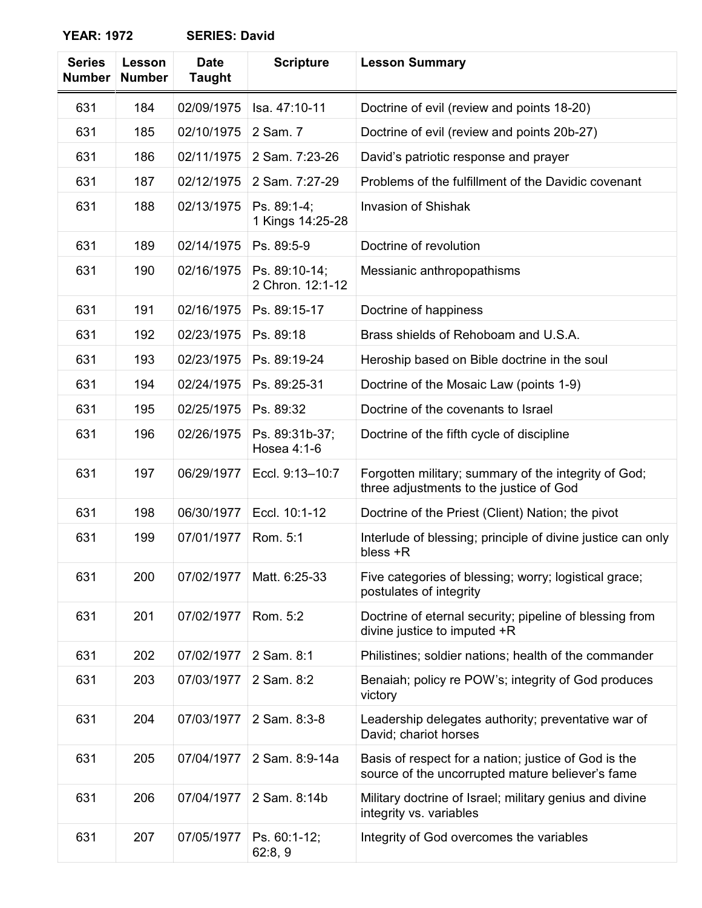**YEAR: 1972 SERIES: David**

| Series Number | Lesson Number | Date Taught | Scripture | Lesson Summary |
|---|---|---|---|---|
| 631 | 184 | 02/09/1975 | Isa. 47:10-11 | Doctrine of evil (review and points 18-20) |
| 631 | 185 | 02/10/1975 | 2 Sam. 7 | Doctrine of evil (review and points 20b-27) |
| 631 | 186 | 02/11/1975 | 2 Sam. 7:23-26 | David's patriotic response and prayer |
| 631 | 187 | 02/12/1975 | 2 Sam. 7:27-29 | Problems of the fulfillment of the Davidic covenant |
| 631 | 188 | 02/13/1975 | Ps. 89:1-4; 1 Kings 14:25-28 | Invasion of Shishak |
| 631 | 189 | 02/14/1975 | Ps. 89:5-9 | Doctrine of revolution |
| 631 | 190 | 02/16/1975 | Ps. 89:10-14; 2 Chron. 12:1-12 | Messianic anthropopathisms |
| 631 | 191 | 02/16/1975 | Ps. 89:15-17 | Doctrine of happiness |
| 631 | 192 | 02/23/1975 | Ps. 89:18 | Brass shields of Rehoboam and U.S.A. |
| 631 | 193 | 02/23/1975 | Ps. 89:19-24 | Heroship based on Bible doctrine in the soul |
| 631 | 194 | 02/24/1975 | Ps. 89:25-31 | Doctrine of the Mosaic Law (points 1-9) |
| 631 | 195 | 02/25/1975 | Ps. 89:32 | Doctrine of the covenants to Israel |
| 631 | 196 | 02/26/1975 | Ps. 89:31b-37; Hosea 4:1-6 | Doctrine of the fifth cycle of discipline |
| 631 | 197 | 06/29/1977 | Eccl. 9:13–10:7 | Forgotten military; summary of the integrity of God; three adjustments to the justice of God |
| 631 | 198 | 06/30/1977 | Eccl. 10:1-12 | Doctrine of the Priest (Client) Nation; the pivot |
| 631 | 199 | 07/01/1977 | Rom. 5:1 | Interlude of blessing; principle of divine justice can only bless +R |
| 631 | 200 | 07/02/1977 | Matt. 6:25-33 | Five categories of blessing; worry; logistical grace; postulates of integrity |
| 631 | 201 | 07/02/1977 | Rom. 5:2 | Doctrine of eternal security; pipeline of blessing from divine justice to imputed +R |
| 631 | 202 | 07/02/1977 | 2 Sam. 8:1 | Philistines; soldier nations; health of the commander |
| 631 | 203 | 07/03/1977 | 2 Sam. 8:2 | Benaiah; policy re POW's; integrity of God produces victory |
| 631 | 204 | 07/03/1977 | 2 Sam. 8:3-8 | Leadership delegates authority; preventative war of David; chariot horses |
| 631 | 205 | 07/04/1977 | 2 Sam. 8:9-14a | Basis of respect for a nation; justice of God is the source of the uncorrupted mature believer's fame |
| 631 | 206 | 07/04/1977 | 2 Sam. 8:14b | Military doctrine of Israel; military genius and divine integrity vs. variables |
| 631 | 207 | 07/05/1977 | Ps. 60:1-12; 62:8, 9 | Integrity of God overcomes the variables |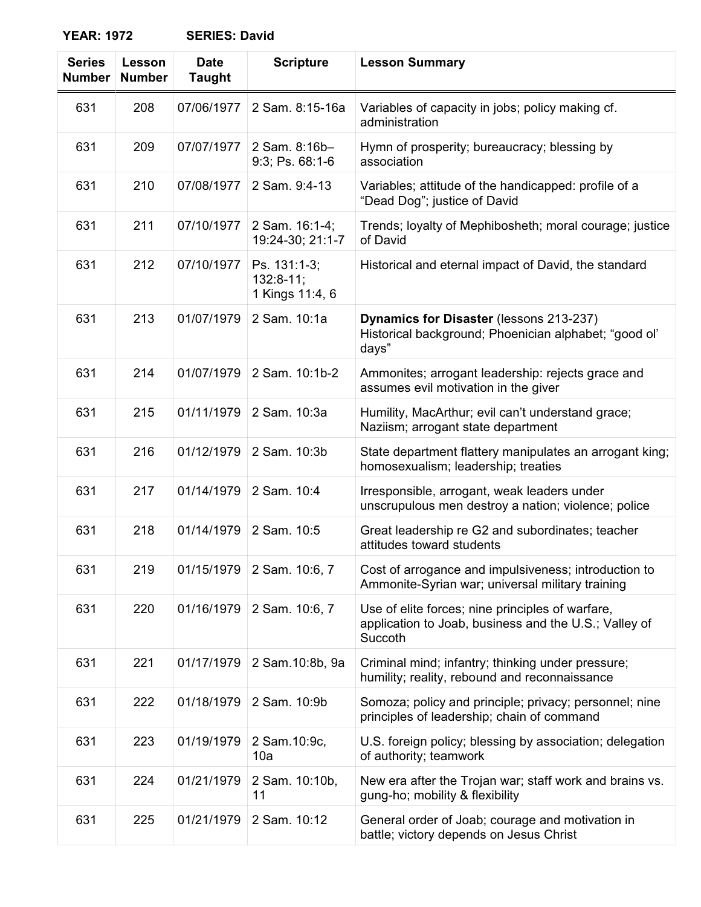**YEAR: 1972 SERIES: David**

| Series Number | Lesson Number | Date Taught | Scripture | Lesson Summary |
|---|---|---|---|---|
| 631 | 208 | 07/06/1977 | 2 Sam. 8:15-16a | Variables of capacity in jobs; policy making cf. administration |
| 631 | 209 | 07/07/1977 | 2 Sam. 8:16b–9:3; Ps. 68:1-6 | Hymn of prosperity; bureaucracy; blessing by association |
| 631 | 210 | 07/08/1977 | 2 Sam. 9:4-13 | Variables; attitude of the handicapped: profile of a "Dead Dog"; justice of David |
| 631 | 211 | 07/10/1977 | 2 Sam. 16:1-4; 19:24-30; 21:1-7 | Trends; loyalty of Mephibosheth; moral courage; justice of David |
| 631 | 212 | 07/10/1977 | Ps. 131:1-3; 132:8-11; 1 Kings 11:4, 6 | Historical and eternal impact of David, the standard |
| 631 | 213 | 01/07/1979 | 2 Sam. 10:1a | **Dynamics for Disaster** (lessons 213-237) Historical background; Phoenician alphabet; "good ol' days" |
| 631 | 214 | 01/07/1979 | 2 Sam. 10:1b-2 | Ammonites; arrogant leadership: rejects grace and assumes evil motivation in the giver |
| 631 | 215 | 01/11/1979 | 2 Sam. 10:3a | Humility, MacArthur; evil can't understand grace; Naziism; arrogant state department |
| 631 | 216 | 01/12/1979 | 2 Sam. 10:3b | State department flattery manipulates an arrogant king; homosexualism; leadership; treaties |
| 631 | 217 | 01/14/1979 | 2 Sam. 10:4 | Irresponsible, arrogant, weak leaders under unscrupulous men destroy a nation; violence; police |
| 631 | 218 | 01/14/1979 | 2 Sam. 10:5 | Great leadership re G2 and subordinates; teacher attitudes toward students |
| 631 | 219 | 01/15/1979 | 2 Sam. 10:6, 7 | Cost of arrogance and impulsiveness; introduction to Ammonite-Syrian war; universal military training |
| 631 | 220 | 01/16/1979 | 2 Sam. 10:6, 7 | Use of elite forces; nine principles of warfare, application to Joab, business and the U.S.; Valley of Succoth |
| 631 | 221 | 01/17/1979 | 2 Sam.10:8b, 9a | Criminal mind; infantry; thinking under pressure; humility; reality, rebound and reconnaissance |
| 631 | 222 | 01/18/1979 | 2 Sam. 10:9b | Somoza; policy and principle; privacy; personnel; nine principles of leadership; chain of command |
| 631 | 223 | 01/19/1979 | 2 Sam.10:9c, 10a | U.S. foreign policy; blessing by association; delegation of authority; teamwork |
| 631 | 224 | 01/21/1979 | 2 Sam. 10:10b, 11 | New era after the Trojan war; staff work and brains vs. gung-ho; mobility & flexibility |
| 631 | 225 | 01/21/1979 | 2 Sam. 10:12 | General order of Joab; courage and motivation in battle; victory depends on Jesus Christ |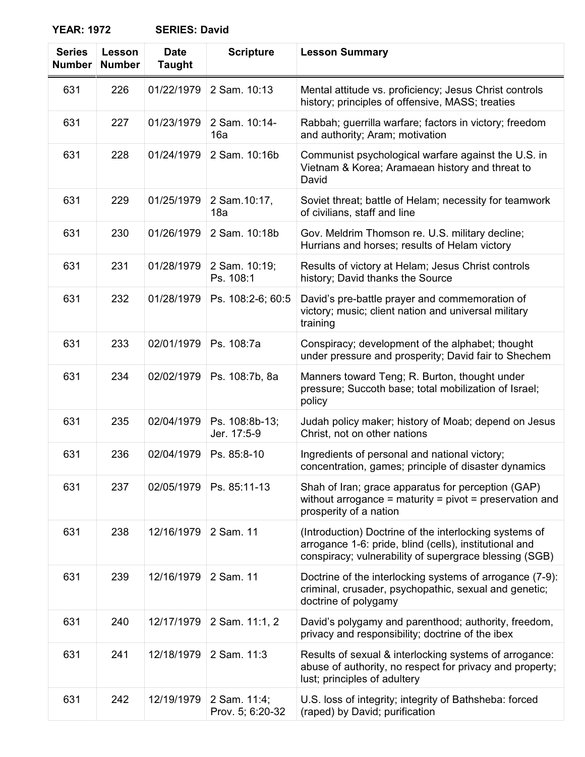**YEAR: 1972 SERIES: David**

| Series Number | Lesson Number | Date Taught | Scripture | Lesson Summary |
|---|---|---|---|---|
| 631 | 226 | 01/22/1979 | 2 Sam. 10:13 | Mental attitude vs. proficiency; Jesus Christ controls history; principles of offensive, MASS; treaties |
| 631 | 227 | 01/23/1979 | 2 Sam. 10:14-16a | Rabbah; guerrilla warfare; factors in victory; freedom and authority; Aram; motivation |
| 631 | 228 | 01/24/1979 | 2 Sam. 10:16b | Communist psychological warfare against the U.S. in Vietnam & Korea; Aramaean history and threat to David |
| 631 | 229 | 01/25/1979 | 2 Sam.10:17, 18a | Soviet threat; battle of Helam; necessity for teamwork of civilians, staff and line |
| 631 | 230 | 01/26/1979 | 2 Sam. 10:18b | Gov. Meldrim Thomson re. U.S. military decline; Hurrians and horses; results of Helam victory |
| 631 | 231 | 01/28/1979 | 2 Sam. 10:19; Ps. 108:1 | Results of victory at Helam; Jesus Christ controls history; David thanks the Source |
| 631 | 232 | 01/28/1979 | Ps. 108:2-6; 60:5 | David's pre-battle prayer and commemoration of victory; music; client nation and universal military training |
| 631 | 233 | 02/01/1979 | Ps. 108:7a | Conspiracy; development of the alphabet; thought under pressure and prosperity; David fair to Shechem |
| 631 | 234 | 02/02/1979 | Ps. 108:7b, 8a | Manners toward Teng; R. Burton, thought under pressure; Succoth base; total mobilization of Israel; policy |
| 631 | 235 | 02/04/1979 | Ps. 108:8b-13; Jer. 17:5-9 | Judah policy maker; history of Moab; depend on Jesus Christ, not on other nations |
| 631 | 236 | 02/04/1979 | Ps. 85:8-10 | Ingredients of personal and national victory; concentration, games; principle of disaster dynamics |
| 631 | 237 | 02/05/1979 | Ps. 85:11-13 | Shah of Iran; grace apparatus for perception (GAP) without arrogance = maturity = pivot = preservation and prosperity of a nation |
| 631 | 238 | 12/16/1979 | 2 Sam. 11 | (Introduction) Doctrine of the interlocking systems of arrogance 1-6: pride, blind (cells), institutional and conspiracy; vulnerability of supergrace blessing (SGB) |
| 631 | 239 | 12/16/1979 | 2 Sam. 11 | Doctrine of the interlocking systems of arrogance (7-9): criminal, crusader, psychopathic, sexual and genetic; doctrine of polygamy |
| 631 | 240 | 12/17/1979 | 2 Sam. 11:1, 2 | David's polygamy and parenthood; authority, freedom, privacy and responsibility; doctrine of the ibex |
| 631 | 241 | 12/18/1979 | 2 Sam. 11:3 | Results of sexual & interlocking systems of arrogance: abuse of authority, no respect for privacy and property; lust; principles of adultery |
| 631 | 242 | 12/19/1979 | 2 Sam. 11:4; Prov. 5; 6:20-32 | U.S. loss of integrity; integrity of Bathsheba: forced (raped) by David; purification |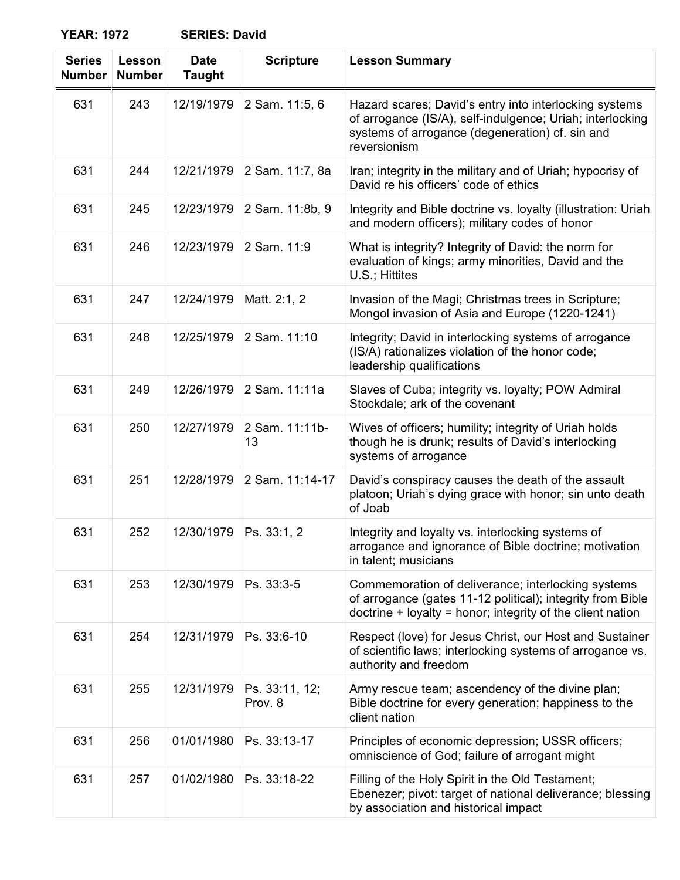**YEAR: 1972** **SERIES: David**

| Series Number | Lesson Number | Date Taught | Scripture | Lesson Summary |
|---|---|---|---|---|
| 631 | 243 | 12/19/1979 | 2 Sam. 11:5, 6 | Hazard scares; David's entry into interlocking systems of arrogance (IS/A), self-indulgence; Uriah; interlocking systems of arrogance (degeneration) cf. sin and reversionism |
| 631 | 244 | 12/21/1979 | 2 Sam. 11:7, 8a | Iran; integrity in the military and of Uriah; hypocrisy of David re his officers' code of ethics |
| 631 | 245 | 12/23/1979 | 2 Sam. 11:8b, 9 | Integrity and Bible doctrine vs. loyalty (illustration: Uriah and modern officers); military codes of honor |
| 631 | 246 | 12/23/1979 | 2 Sam. 11:9 | What is integrity? Integrity of David: the norm for evaluation of kings; army minorities, David and the U.S.; Hittites |
| 631 | 247 | 12/24/1979 | Matt. 2:1, 2 | Invasion of the Magi; Christmas trees in Scripture; Mongol invasion of Asia and Europe (1220-1241) |
| 631 | 248 | 12/25/1979 | 2 Sam. 11:10 | Integrity; David in interlocking systems of arrogance (IS/A) rationalizes violation of the honor code; leadership qualifications |
| 631 | 249 | 12/26/1979 | 2 Sam. 11:11a | Slaves of Cuba; integrity vs. loyalty; POW Admiral Stockdale; ark of the covenant |
| 631 | 250 | 12/27/1979 | 2 Sam. 11:11b-13 | Wives of officers; humility; integrity of Uriah holds though he is drunk; results of David's interlocking systems of arrogance |
| 631 | 251 | 12/28/1979 | 2 Sam. 11:14-17 | David's conspiracy causes the death of the assault platoon; Uriah's dying grace with honor; sin unto death of Joab |
| 631 | 252 | 12/30/1979 | Ps. 33:1, 2 | Integrity and loyalty vs. interlocking systems of arrogance and ignorance of Bible doctrine; motivation in talent; musicians |
| 631 | 253 | 12/30/1979 | Ps. 33:3-5 | Commemoration of deliverance; interlocking systems of arrogance (gates 11-12 political); integrity from Bible doctrine + loyalty = honor; integrity of the client nation |
| 631 | 254 | 12/31/1979 | Ps. 33:6-10 | Respect (love) for Jesus Christ, our Host and Sustainer of scientific laws; interlocking systems of arrogance vs. authority and freedom |
| 631 | 255 | 12/31/1979 | Ps. 33:11, 12; Prov. 8 | Army rescue team; ascendency of the divine plan; Bible doctrine for every generation; happiness to the client nation |
| 631 | 256 | 01/01/1980 | Ps. 33:13-17 | Principles of economic depression; USSR officers; omniscience of God; failure of arrogant might |
| 631 | 257 | 01/02/1980 | Ps. 33:18-22 | Filling of the Holy Spirit in the Old Testament; Ebenezer; pivot: target of national deliverance; blessing by association and historical impact |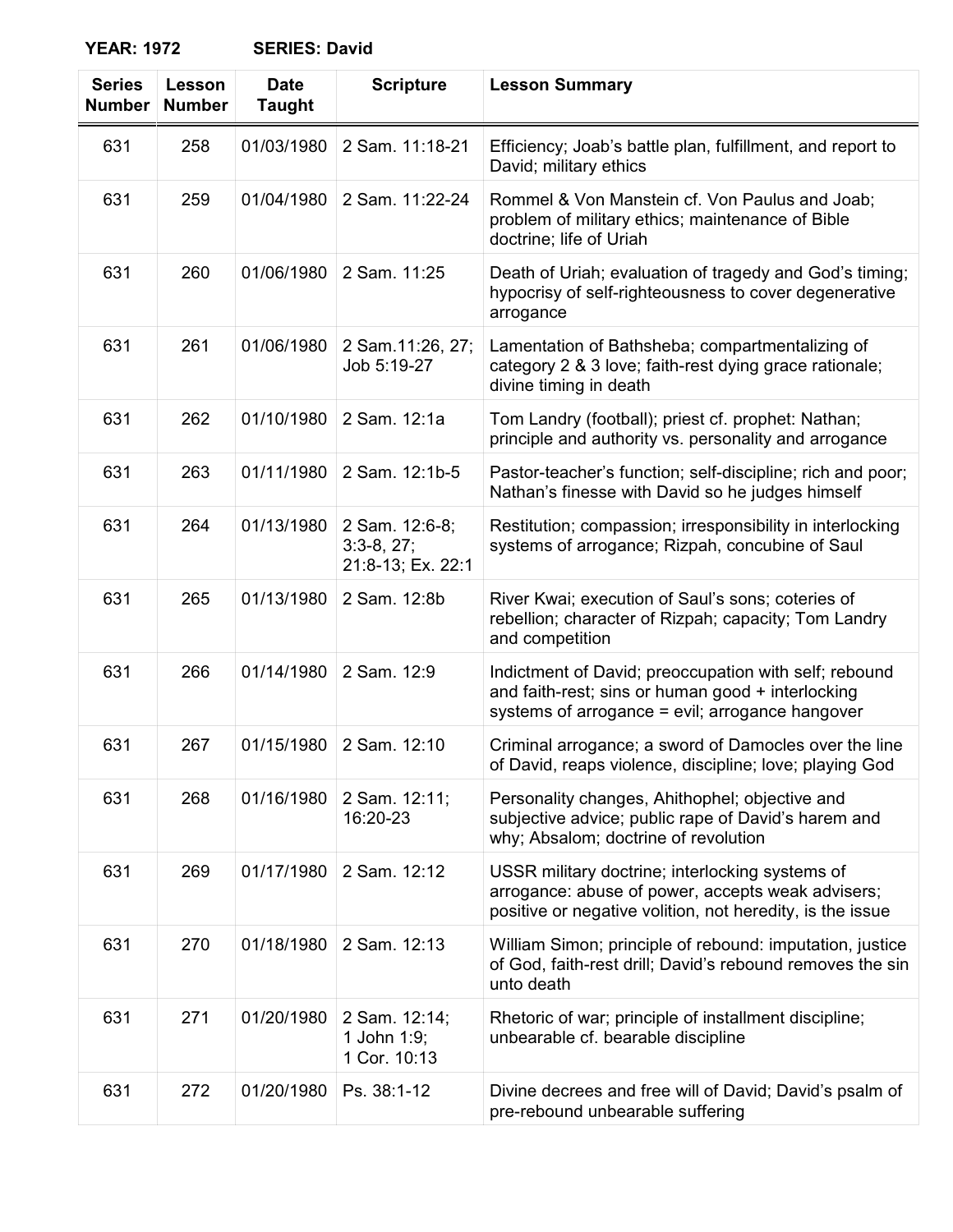**YEAR: 1972 SERIES: David**

| Series Number | Lesson Number | Date Taught | Scripture | Lesson Summary |
|---|---|---|---|---|
| 631 | 258 | 01/03/1980 | 2 Sam. 11:18-21 | Efficiency; Joab's battle plan, fulfillment, and report to David; military ethics |
| 631 | 259 | 01/04/1980 | 2 Sam. 11:22-24 | Rommel & Von Manstein cf. Von Paulus and Joab; problem of military ethics; maintenance of Bible doctrine; life of Uriah |
| 631 | 260 | 01/06/1980 | 2 Sam. 11:25 | Death of Uriah; evaluation of tragedy and God's timing; hypocrisy of self-righteousness to cover degenerative arrogance |
| 631 | 261 | 01/06/1980 | 2 Sam.11:26, 27; Job 5:19-27 | Lamentation of Bathsheba; compartmentalizing of category 2 & 3 love; faith-rest dying grace rationale; divine timing in death |
| 631 | 262 | 01/10/1980 | 2 Sam. 12:1a | Tom Landry (football); priest cf. prophet: Nathan; principle and authority vs. personality and arrogance |
| 631 | 263 | 01/11/1980 | 2 Sam. 12:1b-5 | Pastor-teacher's function; self-discipline; rich and poor; Nathan's finesse with David so he judges himself |
| 631 | 264 | 01/13/1980 | 2 Sam. 12:6-8; 3:3-8, 27; 21:8-13; Ex. 22:1 | Restitution; compassion; irresponsibility in interlocking systems of arrogance; Rizpah, concubine of Saul |
| 631 | 265 | 01/13/1980 | 2 Sam. 12:8b | River Kwai; execution of Saul's sons; coteries of rebellion; character of Rizpah; capacity; Tom Landry and competition |
| 631 | 266 | 01/14/1980 | 2 Sam. 12:9 | Indictment of David; preoccupation with self; rebound and faith-rest; sins or human good + interlocking systems of arrogance = evil; arrogance hangover |
| 631 | 267 | 01/15/1980 | 2 Sam. 12:10 | Criminal arrogance; a sword of Damocles over the line of David, reaps violence, discipline; love; playing God |
| 631 | 268 | 01/16/1980 | 2 Sam. 12:11; 16:20-23 | Personality changes, Ahithophel; objective and subjective advice; public rape of David's harem and why; Absalom; doctrine of revolution |
| 631 | 269 | 01/17/1980 | 2 Sam. 12:12 | USSR military doctrine; interlocking systems of arrogance: abuse of power, accepts weak advisers; positive or negative volition, not heredity, is the issue |
| 631 | 270 | 01/18/1980 | 2 Sam. 12:13 | William Simon; principle of rebound: imputation, justice of God, faith-rest drill; David's rebound removes the sin unto death |
| 631 | 271 | 01/20/1980 | 2 Sam. 12:14; 1 John 1:9; 1 Cor. 10:13 | Rhetoric of war; principle of installment discipline; unbearable cf. bearable discipline |
| 631 | 272 | 01/20/1980 | Ps. 38:1-12 | Divine decrees and free will of David; David's psalm of pre-rebound unbearable suffering |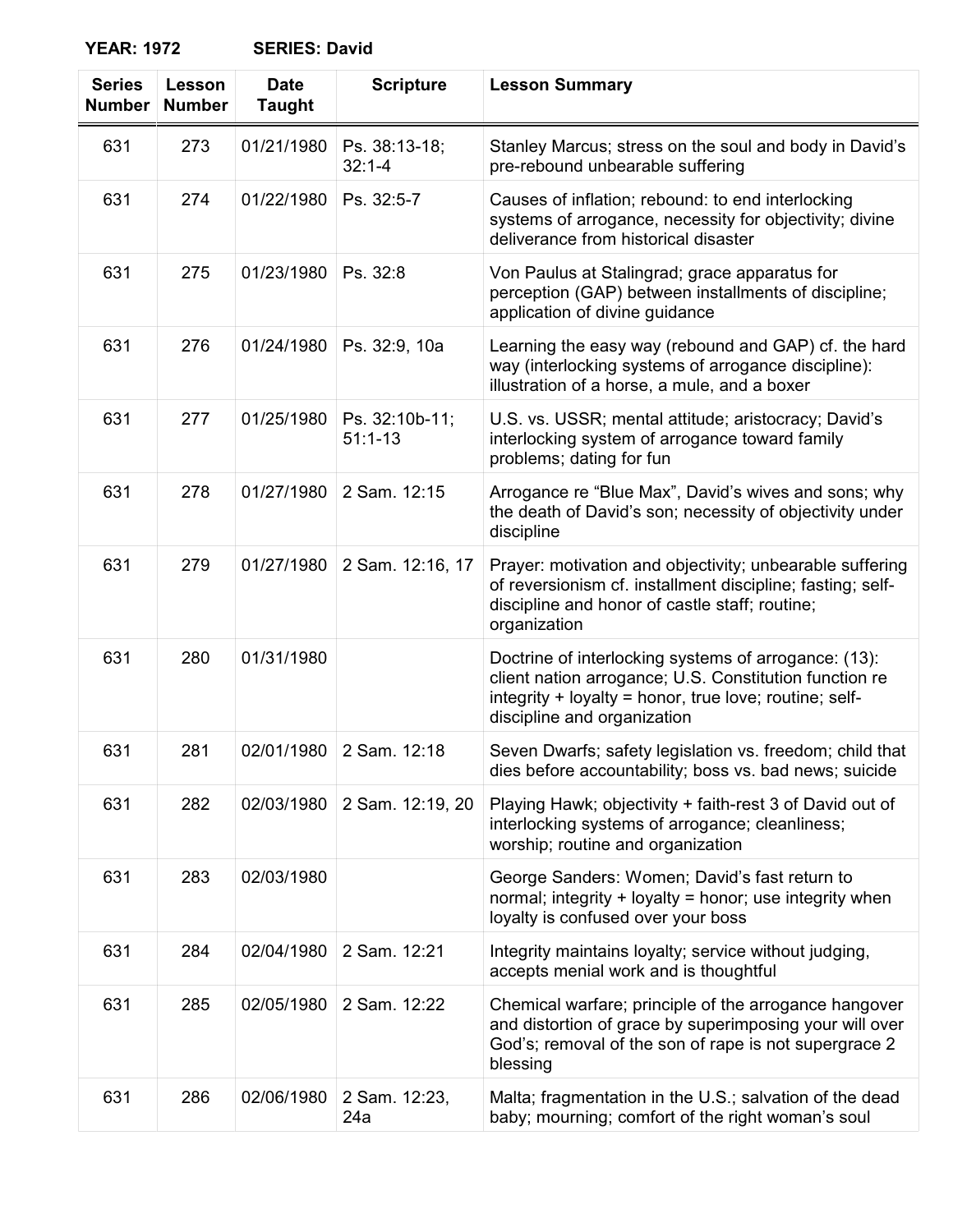**YEAR: 1972 SERIES: David**

| Series Number | Lesson Number | Date Taught | Scripture | Lesson Summary |
|---|---|---|---|---|
| 631 | 273 | 01/21/1980 | Ps. 38:13-18; 32:1-4 | Stanley Marcus; stress on the soul and body in David's pre-rebound unbearable suffering |
| 631 | 274 | 01/22/1980 | Ps. 32:5-7 | Causes of inflation; rebound: to end interlocking systems of arrogance, necessity for objectivity; divine deliverance from historical disaster |
| 631 | 275 | 01/23/1980 | Ps. 32:8 | Von Paulus at Stalingrad; grace apparatus for perception (GAP) between installments of discipline; application of divine guidance |
| 631 | 276 | 01/24/1980 | Ps. 32:9, 10a | Learning the easy way (rebound and GAP) cf. the hard way (interlocking systems of arrogance discipline): illustration of a horse, a mule, and a boxer |
| 631 | 277 | 01/25/1980 | Ps. 32:10b-11; 51:1-13 | U.S. vs. USSR; mental attitude; aristocracy; David's interlocking system of arrogance toward family problems; dating for fun |
| 631 | 278 | 01/27/1980 | 2 Sam. 12:15 | Arrogance re "Blue Max", David's wives and sons; why the death of David's son; necessity of objectivity under discipline |
| 631 | 279 | 01/27/1980 | 2 Sam. 12:16, 17 | Prayer: motivation and objectivity; unbearable suffering of reversionism cf. installment discipline; fasting; self-discipline and honor of castle staff; routine; organization |
| 631 | 280 | 01/31/1980 | | Doctrine of interlocking systems of arrogance: (13): client nation arrogance; U.S. Constitution function re integrity + loyalty = honor, true love; routine; self-discipline and organization |
| 631 | 281 | 02/01/1980 | 2 Sam. 12:18 | Seven Dwarfs; safety legislation vs. freedom; child that dies before accountability; boss vs. bad news; suicide |
| 631 | 282 | 02/03/1980 | 2 Sam. 12:19, 20 | Playing Hawk; objectivity + faith-rest 3 of David out of interlocking systems of arrogance; cleanliness; worship; routine and organization |
| 631 | 283 | 02/03/1980 | | George Sanders: Women; David's fast return to normal; integrity + loyalty = honor; use integrity when loyalty is confused over your boss |
| 631 | 284 | 02/04/1980 | 2 Sam. 12:21 | Integrity maintains loyalty; service without judging, accepts menial work and is thoughtful |
| 631 | 285 | 02/05/1980 | 2 Sam. 12:22 | Chemical warfare; principle of the arrogance hangover and distortion of grace by superimposing your will over God's; removal of the son of rape is not supergrace 2 blessing |
| 631 | 286 | 02/06/1980 | 2 Sam. 12:23, 24a | Malta; fragmentation in the U.S.; salvation of the dead baby; mourning; comfort of the right woman's soul |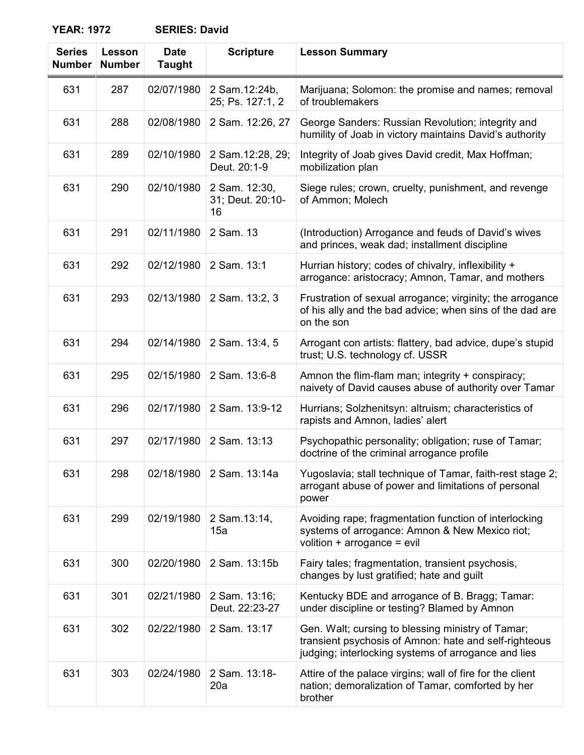**YEAR: 1972 SERIES: David**

| Series Number | Lesson Number | Date Taught | Scripture | Lesson Summary |
|---|---|---|---|---|
| 631 | 287 | 02/07/1980 | 2 Sam.12:24b, 25; Ps. 127:1, 2 | Marijuana; Solomon: the promise and names; removal of troublemakers |
| 631 | 288 | 02/08/1980 | 2 Sam. 12:26, 27 | George Sanders: Russian Revolution; integrity and humility of Joab in victory maintains David's authority |
| 631 | 289 | 02/10/1980 | 2 Sam.12:28, 29; Deut. 20:1-9 | Integrity of Joab gives David credit, Max Hoffman; mobilization plan |
| 631 | 290 | 02/10/1980 | 2 Sam. 12:30, 31; Deut. 20:10-16 | Siege rules; crown, cruelty, punishment, and revenge of Ammon; Molech |
| 631 | 291 | 02/11/1980 | 2 Sam. 13 | (Introduction) Arrogance and feuds of David's wives and princes, weak dad; installment discipline |
| 631 | 292 | 02/12/1980 | 2 Sam. 13:1 | Hurrian history; codes of chivalry, inflexibility + arrogance: aristocracy; Amnon, Tamar, and mothers |
| 631 | 293 | 02/13/1980 | 2 Sam. 13:2, 3 | Frustration of sexual arrogance; virginity; the arrogance of his ally and the bad advice; when sins of the dad are on the son |
| 631 | 294 | 02/14/1980 | 2 Sam. 13:4, 5 | Arrogant con artists: flattery, bad advice, dupe's stupid trust; U.S. technology cf. USSR |
| 631 | 295 | 02/15/1980 | 2 Sam. 13:6-8 | Amnon the flim-flam man; integrity + conspiracy; naivety of David causes abuse of authority over Tamar |
| 631 | 296 | 02/17/1980 | 2 Sam. 13:9-12 | Hurrians; Solzhenitsyn: altruism; characteristics of rapists and Amnon, ladies' alert |
| 631 | 297 | 02/17/1980 | 2 Sam. 13:13 | Psychopathic personality; obligation; ruse of Tamar; doctrine of the criminal arrogance profile |
| 631 | 298 | 02/18/1980 | 2 Sam. 13:14a | Yugoslavia; stall technique of Tamar, faith-rest stage 2; arrogant abuse of power and limitations of personal power |
| 631 | 299 | 02/19/1980 | 2 Sam.13:14, 15a | Avoiding rape; fragmentation function of interlocking systems of arrogance: Amnon & New Mexico riot; volition + arrogance = evil |
| 631 | 300 | 02/20/1980 | 2 Sam. 13:15b | Fairy tales; fragmentation, transient psychosis, changes by lust gratified; hate and guilt |
| 631 | 301 | 02/21/1980 | 2 Sam. 13:16; Deut. 22:23-27 | Kentucky BDE and arrogance of B. Bragg; Tamar: under discipline or testing? Blamed by Amnon |
| 631 | 302 | 02/22/1980 | 2 Sam. 13:17 | Gen. Walt; cursing to blessing ministry of Tamar; transient psychosis of Amnon: hate and self-righteous judging; interlocking systems of arrogance and lies |
| 631 | 303 | 02/24/1980 | 2 Sam. 13:18-20a | Attire of the palace virgins; wall of fire for the client nation; demoralization of Tamar, comforted by her brother |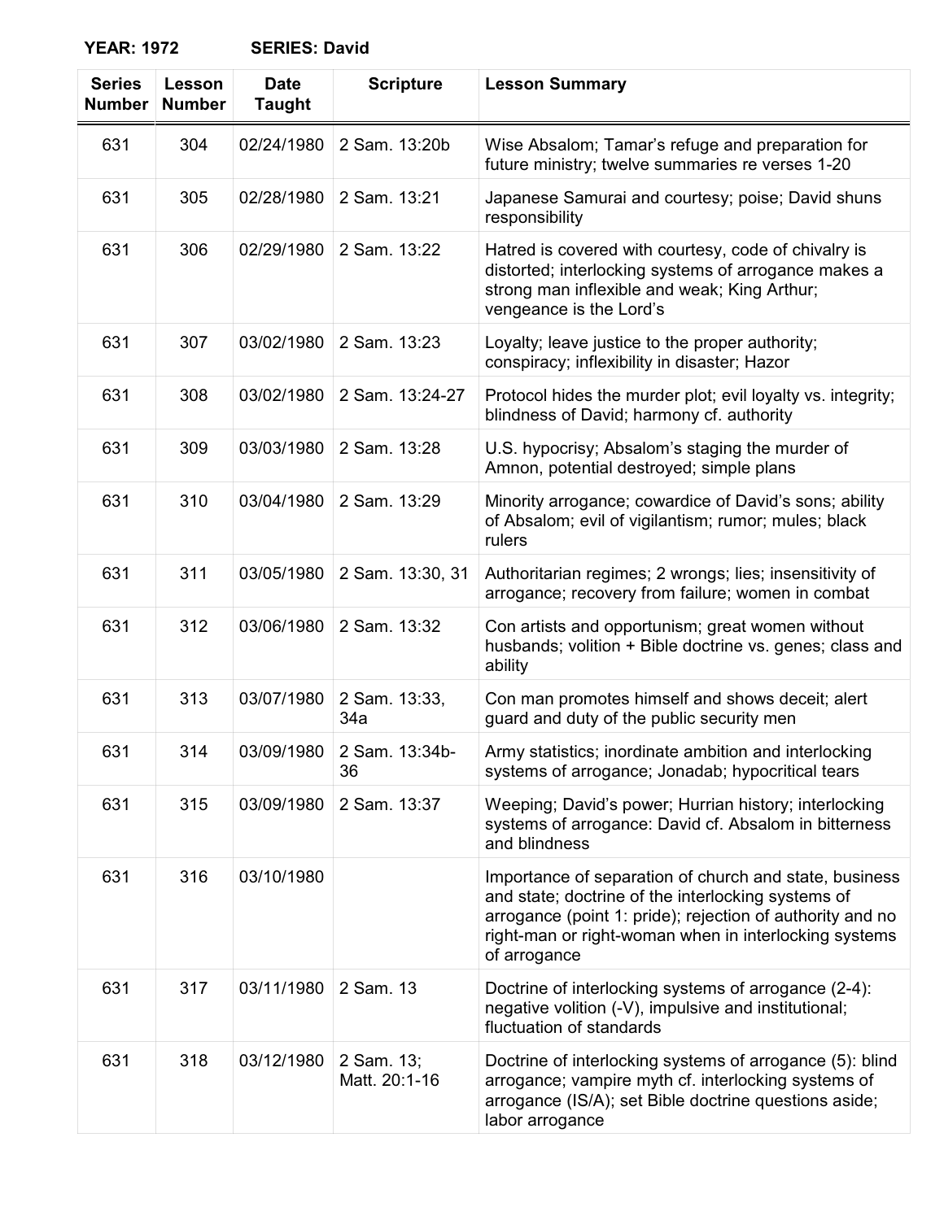**YEAR: 1972 SERIES: David**

| Series Number | Lesson Number | Date Taught | Scripture | Lesson Summary |
|---|---|---|---|---|
| 631 | 304 | 02/24/1980 | 2 Sam. 13:20b | Wise Absalom; Tamar's refuge and preparation for future ministry; twelve summaries re verses 1-20 |
| 631 | 305 | 02/28/1980 | 2 Sam. 13:21 | Japanese Samurai and courtesy; poise; David shuns responsibility |
| 631 | 306 | 02/29/1980 | 2 Sam. 13:22 | Hatred is covered with courtesy, code of chivalry is distorted; interlocking systems of arrogance makes a strong man inflexible and weak; King Arthur; vengeance is the Lord's |
| 631 | 307 | 03/02/1980 | 2 Sam. 13:23 | Loyalty; leave justice to the proper authority; conspiracy; inflexibility in disaster; Hazor |
| 631 | 308 | 03/02/1980 | 2 Sam. 13:24-27 | Protocol hides the murder plot; evil loyalty vs. integrity; blindness of David; harmony cf. authority |
| 631 | 309 | 03/03/1980 | 2 Sam. 13:28 | U.S. hypocrisy; Absalom's staging the murder of Amnon, potential destroyed; simple plans |
| 631 | 310 | 03/04/1980 | 2 Sam. 13:29 | Minority arrogance; cowardice of David's sons; ability of Absalom; evil of vigilantism; rumor; mules; black rulers |
| 631 | 311 | 03/05/1980 | 2 Sam. 13:30, 31 | Authoritarian regimes; 2 wrongs; lies; insensitivity of arrogance; recovery from failure; women in combat |
| 631 | 312 | 03/06/1980 | 2 Sam. 13:32 | Con artists and opportunism; great women without husbands; volition + Bible doctrine vs. genes; class and ability |
| 631 | 313 | 03/07/1980 | 2 Sam. 13:33, 34a | Con man promotes himself and shows deceit; alert guard and duty of the public security men |
| 631 | 314 | 03/09/1980 | 2 Sam. 13:34b-36 | Army statistics; inordinate ambition and interlocking systems of arrogance; Jonadab; hypocritical tears |
| 631 | 315 | 03/09/1980 | 2 Sam. 13:37 | Weeping; David's power; Hurrian history; interlocking systems of arrogance: David cf. Absalom in bitterness and blindness |
| 631 | 316 | 03/10/1980 | | Importance of separation of church and state, business and state; doctrine of the interlocking systems of arrogance (point 1: pride); rejection of authority and no right-man or right-woman when in interlocking systems of arrogance |
| 631 | 317 | 03/11/1980 | 2 Sam. 13 | Doctrine of interlocking systems of arrogance (2-4): negative volition (-V), impulsive and institutional; fluctuation of standards |
| 631 | 318 | 03/12/1980 | 2 Sam. 13; Matt. 20:1-16 | Doctrine of interlocking systems of arrogance (5): blind arrogance; vampire myth cf. interlocking systems of arrogance (IS/A); set Bible doctrine questions aside; labor arrogance |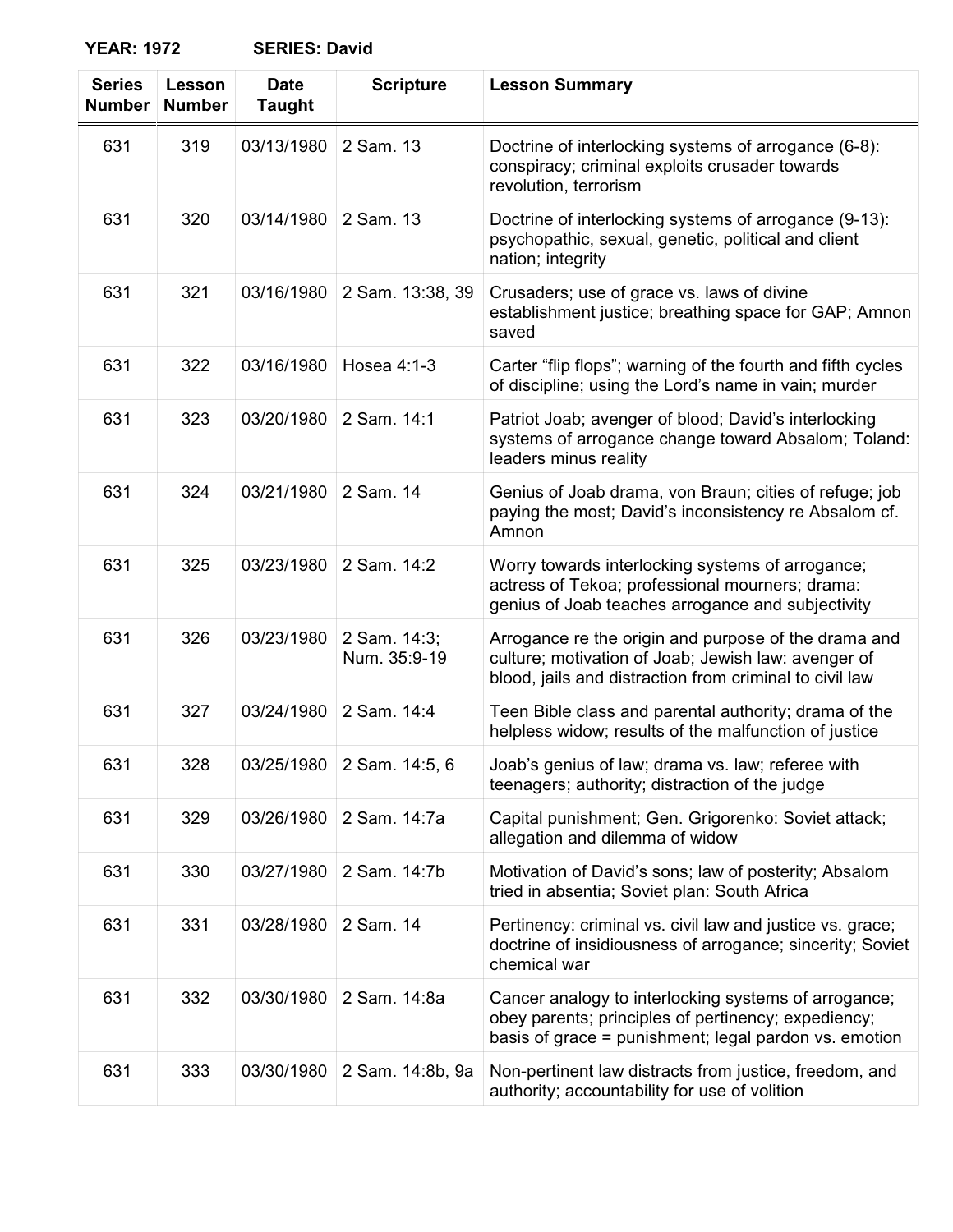**YEAR: 1972 SERIES: David**

| Series Number | Lesson Number | Date Taught | Scripture | Lesson Summary |
|---|---|---|---|---|
| 631 | 319 | 03/13/1980 | 2 Sam. 13 | Doctrine of interlocking systems of arrogance (6-8): conspiracy; criminal exploits crusader towards revolution, terrorism |
| 631 | 320 | 03/14/1980 | 2 Sam. 13 | Doctrine of interlocking systems of arrogance (9-13): psychopathic, sexual, genetic, political and client nation; integrity |
| 631 | 321 | 03/16/1980 | 2 Sam. 13:38, 39 | Crusaders; use of grace vs. laws of divine establishment justice; breathing space for GAP; Amnon saved |
| 631 | 322 | 03/16/1980 | Hosea 4:1-3 | Carter “flip flops”; warning of the fourth and fifth cycles of discipline; using the Lord’s name in vain; murder |
| 631 | 323 | 03/20/1980 | 2 Sam. 14:1 | Patriot Joab; avenger of blood; David’s interlocking systems of arrogance change toward Absalom; Toland: leaders minus reality |
| 631 | 324 | 03/21/1980 | 2 Sam. 14 | Genius of Joab drama, von Braun; cities of refuge; job paying the most; David’s inconsistency re Absalom cf. Amnon |
| 631 | 325 | 03/23/1980 | 2 Sam. 14:2 | Worry towards interlocking systems of arrogance; actress of Tekoa; professional mourners; drama: genius of Joab teaches arrogance and subjectivity |
| 631 | 326 | 03/23/1980 | 2 Sam. 14:3; Num. 35:9-19 | Arrogance re the origin and purpose of the drama and culture; motivation of Joab; Jewish law: avenger of blood, jails and distraction from criminal to civil law |
| 631 | 327 | 03/24/1980 | 2 Sam. 14:4 | Teen Bible class and parental authority; drama of the helpless widow; results of the malfunction of justice |
| 631 | 328 | 03/25/1980 | 2 Sam. 14:5, 6 | Joab’s genius of law; drama vs. law; referee with teenagers; authority; distraction of the judge |
| 631 | 329 | 03/26/1980 | 2 Sam. 14:7a | Capital punishment; Gen. Grigorenko: Soviet attack; allegation and dilemma of widow |
| 631 | 330 | 03/27/1980 | 2 Sam. 14:7b | Motivation of David’s sons; law of posterity; Absalom tried in absentia; Soviet plan: South Africa |
| 631 | 331 | 03/28/1980 | 2 Sam. 14 | Pertinency: criminal vs. civil law and justice vs. grace; doctrine of insidiousness of arrogance; sincerity; Soviet chemical war |
| 631 | 332 | 03/30/1980 | 2 Sam. 14:8a | Cancer analogy to interlocking systems of arrogance; obey parents; principles of pertinency; expediency; basis of grace = punishment; legal pardon vs. emotion |
| 631 | 333 | 03/30/1980 | 2 Sam. 14:8b, 9a | Non-pertinent law distracts from justice, freedom, and authority; accountability for use of volition |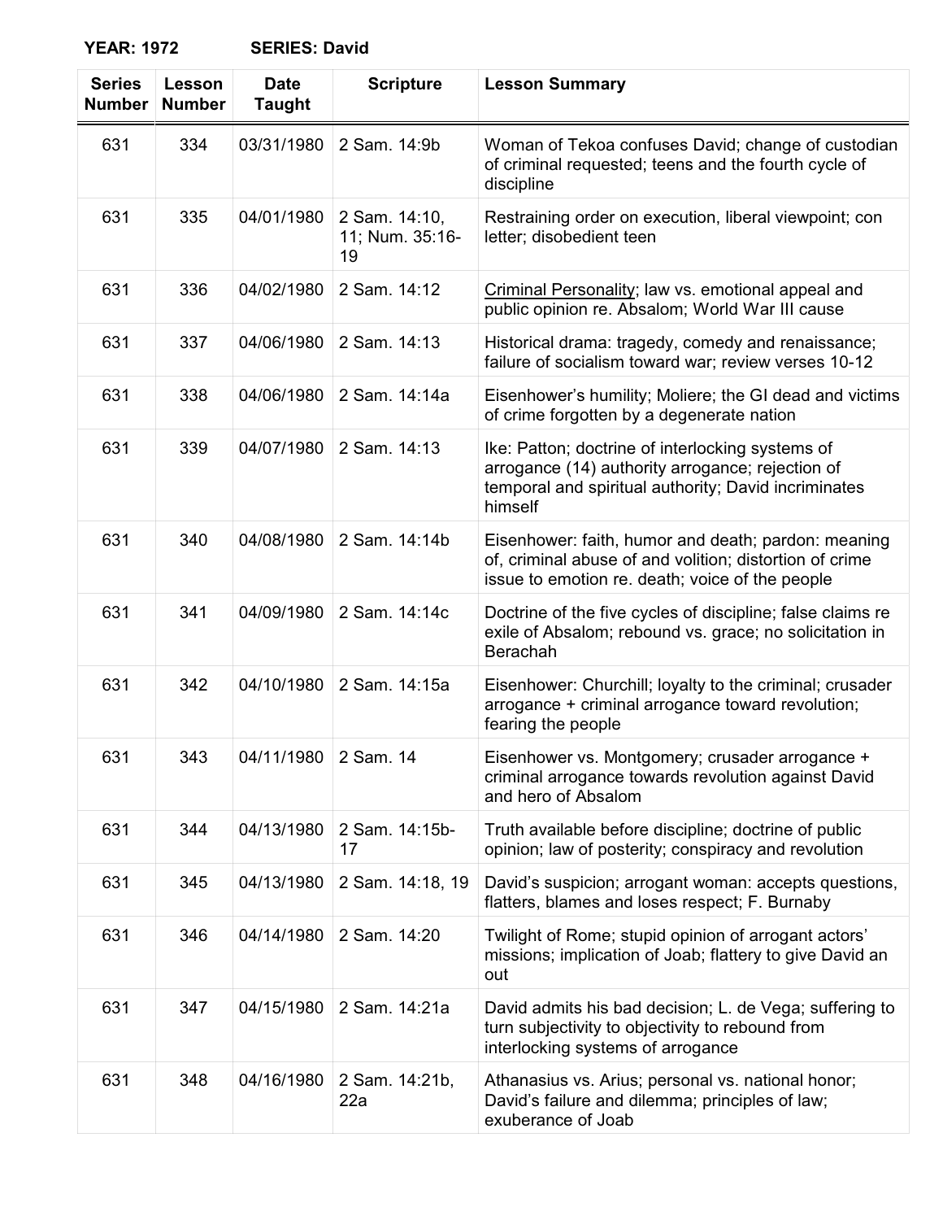**YEAR: 1972 SERIES: David**

| Series Number | Lesson Number | Date Taught | Scripture | Lesson Summary |
|---|---|---|---|---|
| 631 | 334 | 03/31/1980 | 2 Sam. 14:9b | Woman of Tekoa confuses David; change of custodian of criminal requested; teens and the fourth cycle of discipline |
| 631 | 335 | 04/01/1980 | 2 Sam. 14:10, 11; Num. 35:16-19 | Restraining order on execution, liberal viewpoint; con letter; disobedient teen |
| 631 | 336 | 04/02/1980 | 2 Sam. 14:12 | Criminal Personality; law vs. emotional appeal and public opinion re. Absalom; World War III cause |
| 631 | 337 | 04/06/1980 | 2 Sam. 14:13 | Historical drama: tragedy, comedy and renaissance; failure of socialism toward war; review verses 10-12 |
| 631 | 338 | 04/06/1980 | 2 Sam. 14:14a | Eisenhower's humility; Moliere; the GI dead and victims of crime forgotten by a degenerate nation |
| 631 | 339 | 04/07/1980 | 2 Sam. 14:13 | Ike: Patton; doctrine of interlocking systems of arrogance (14) authority arrogance; rejection of temporal and spiritual authority; David incriminates himself |
| 631 | 340 | 04/08/1980 | 2 Sam. 14:14b | Eisenhower: faith, humor and death; pardon: meaning of, criminal abuse of and volition; distortion of crime issue to emotion re. death; voice of the people |
| 631 | 341 | 04/09/1980 | 2 Sam. 14:14c | Doctrine of the five cycles of discipline; false claims re exile of Absalom; rebound vs. grace; no solicitation in Berachah |
| 631 | 342 | 04/10/1980 | 2 Sam. 14:15a | Eisenhower: Churchill; loyalty to the criminal; crusader arrogance + criminal arrogance toward revolution; fearing the people |
| 631 | 343 | 04/11/1980 | 2 Sam. 14 | Eisenhower vs. Montgomery; crusader arrogance + criminal arrogance towards revolution against David and hero of Absalom |
| 631 | 344 | 04/13/1980 | 2 Sam. 14:15b-17 | Truth available before discipline; doctrine of public opinion; law of posterity; conspiracy and revolution |
| 631 | 345 | 04/13/1980 | 2 Sam. 14:18, 19 | David's suspicion; arrogant woman: accepts questions, flatters, blames and loses respect; F. Burnaby |
| 631 | 346 | 04/14/1980 | 2 Sam. 14:20 | Twilight of Rome; stupid opinion of arrogant actors' missions; implication of Joab; flattery to give David an out |
| 631 | 347 | 04/15/1980 | 2 Sam. 14:21a | David admits his bad decision; L. de Vega; suffering to turn subjectivity to objectivity to rebound from interlocking systems of arrogance |
| 631 | 348 | 04/16/1980 | 2 Sam. 14:21b, 22a | Athanasius vs. Arius; personal vs. national honor; David's failure and dilemma; principles of law; exuberance of Joab |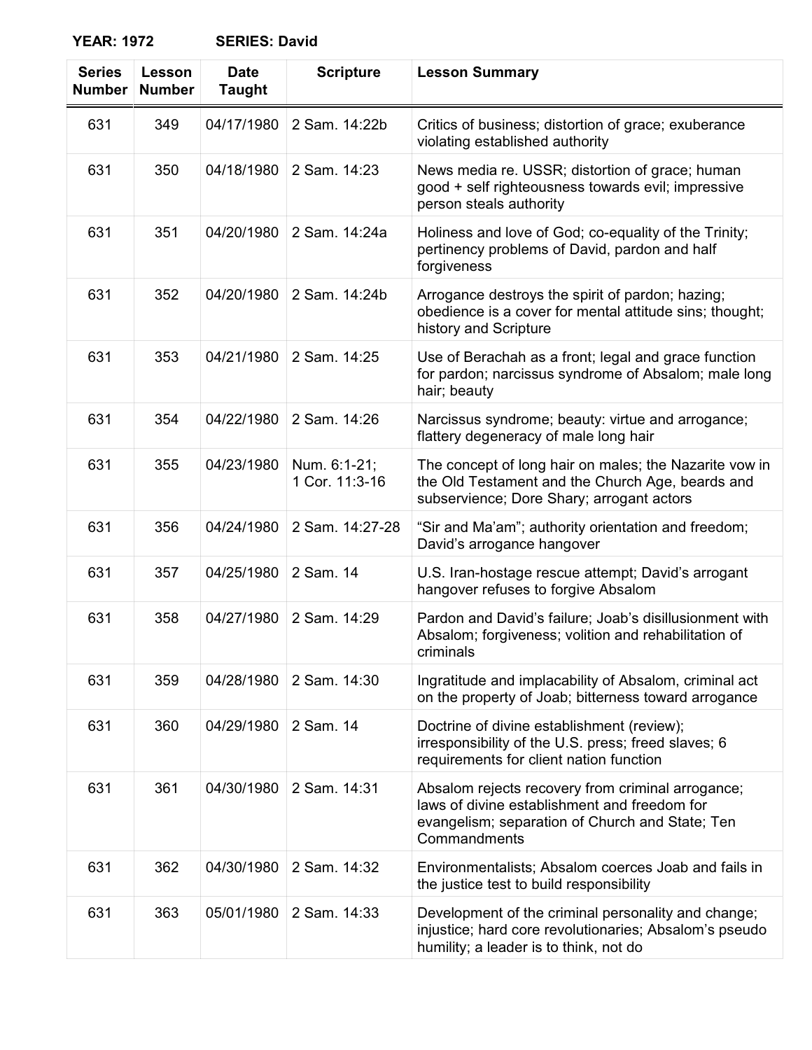**YEAR: 1972 SERIES: David**

| Series Number | Lesson Number | Date Taught | Scripture | Lesson Summary |
|---|---|---|---|---|
| 631 | 349 | 04/17/1980 | 2 Sam. 14:22b | Critics of business; distortion of grace; exuberance violating established authority |
| 631 | 350 | 04/18/1980 | 2 Sam. 14:23 | News media re. USSR; distortion of grace; human good + self righteousness towards evil; impressive person steals authority |
| 631 | 351 | 04/20/1980 | 2 Sam. 14:24a | Holiness and love of God; co-equality of the Trinity; pertinency problems of David, pardon and half forgiveness |
| 631 | 352 | 04/20/1980 | 2 Sam. 14:24b | Arrogance destroys the spirit of pardon; hazing; obedience is a cover for mental attitude sins; thought; history and Scripture |
| 631 | 353 | 04/21/1980 | 2 Sam. 14:25 | Use of Berachah as a front; legal and grace function for pardon; narcissus syndrome of Absalom; male long hair; beauty |
| 631 | 354 | 04/22/1980 | 2 Sam. 14:26 | Narcissus syndrome; beauty: virtue and arrogance; flattery degeneracy of male long hair |
| 631 | 355 | 04/23/1980 | Num. 6:1-21; 1 Cor. 11:3-16 | The concept of long hair on males; the Nazarite vow in the Old Testament and the Church Age, beards and subservience; Dore Shary; arrogant actors |
| 631 | 356 | 04/24/1980 | 2 Sam. 14:27-28 | "Sir and Ma'am"; authority orientation and freedom; David's arrogance hangover |
| 631 | 357 | 04/25/1980 | 2 Sam. 14 | U.S. Iran-hostage rescue attempt; David's arrogant hangover refuses to forgive Absalom |
| 631 | 358 | 04/27/1980 | 2 Sam. 14:29 | Pardon and David's failure; Joab's disillusionment with Absalom; forgiveness; volition and rehabilitation of criminals |
| 631 | 359 | 04/28/1980 | 2 Sam. 14:30 | Ingratitude and implacability of Absalom, criminal act on the property of Joab; bitterness toward arrogance |
| 631 | 360 | 04/29/1980 | 2 Sam. 14 | Doctrine of divine establishment (review); irresponsibility of the U.S. press; freed slaves; 6 requirements for client nation function |
| 631 | 361 | 04/30/1980 | 2 Sam. 14:31 | Absalom rejects recovery from criminal arrogance; laws of divine establishment and freedom for evangelism; separation of Church and State; Ten Commandments |
| 631 | 362 | 04/30/1980 | 2 Sam. 14:32 | Environmentalists; Absalom coerces Joab and fails in the justice test to build responsibility |
| 631 | 363 | 05/01/1980 | 2 Sam. 14:33 | Development of the criminal personality and change; injustice; hard core revolutionaries; Absalom's pseudo humility; a leader is to think, not do |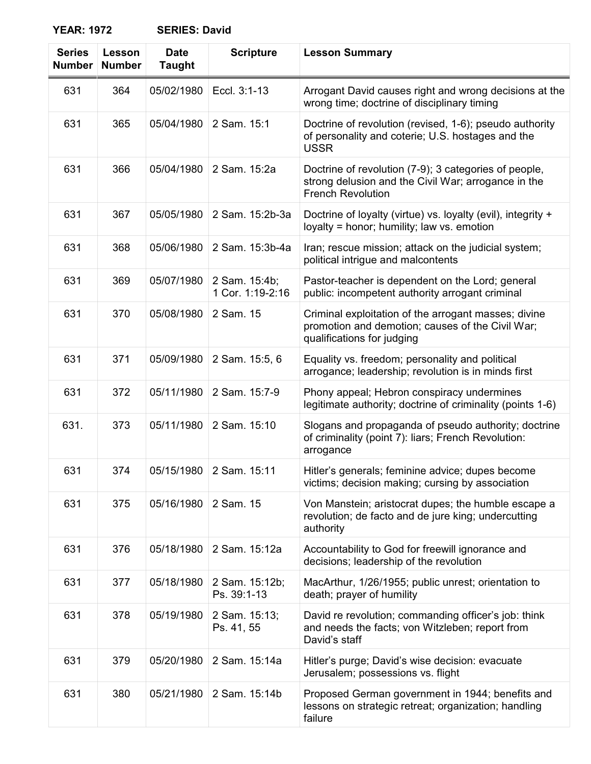**YEAR: 1972** **SERIES: David**

| Series Number | Lesson Number | Date Taught | Scripture | Lesson Summary |
|---|---|---|---|---|
| 631 | 364 | 05/02/1980 | Eccl. 3:1-13 | Arrogant David causes right and wrong decisions at the wrong time; doctrine of disciplinary timing |
| 631 | 365 | 05/04/1980 | 2 Sam. 15:1 | Doctrine of revolution (revised, 1-6); pseudo authority of personality and coterie; U.S. hostages and the USSR |
| 631 | 366 | 05/04/1980 | 2 Sam. 15:2a | Doctrine of revolution (7-9); 3 categories of people, strong delusion and the Civil War; arrogance in the French Revolution |
| 631 | 367 | 05/05/1980 | 2 Sam. 15:2b-3a | Doctrine of loyalty (virtue) vs. loyalty (evil), integrity + loyalty = honor; humility; law vs. emotion |
| 631 | 368 | 05/06/1980 | 2 Sam. 15:3b-4a | Iran; rescue mission; attack on the judicial system; political intrigue and malcontents |
| 631 | 369 | 05/07/1980 | 2 Sam. 15:4b; 1 Cor. 1:19-2:16 | Pastor-teacher is dependent on the Lord; general public: incompetent authority arrogant criminal |
| 631 | 370 | 05/08/1980 | 2 Sam. 15 | Criminal exploitation of the arrogant masses; divine promotion and demotion; causes of the Civil War; qualifications for judging |
| 631 | 371 | 05/09/1980 | 2 Sam. 15:5, 6 | Equality vs. freedom; personality and political arrogance; leadership; revolution is in minds first |
| 631 | 372 | 05/11/1980 | 2 Sam. 15:7-9 | Phony appeal; Hebron conspiracy undermines legitimate authority; doctrine of criminality (points 1-6) |
| 631. | 373 | 05/11/1980 | 2 Sam. 15:10 | Slogans and propaganda of pseudo authority; doctrine of criminality (point 7): liars; French Revolution: arrogance |
| 631 | 374 | 05/15/1980 | 2 Sam. 15:11 | Hitler's generals; feminine advice; dupes become victims; decision making; cursing by association |
| 631 | 375 | 05/16/1980 | 2 Sam. 15 | Von Manstein; aristocrat dupes; the humble escape a revolution; de facto and de jure king; undercutting authority |
| 631 | 376 | 05/18/1980 | 2 Sam. 15:12a | Accountability to God for freewill ignorance and decisions; leadership of the revolution |
| 631 | 377 | 05/18/1980 | 2 Sam. 15:12b; Ps. 39:1-13 | MacArthur, 1/26/1955; public unrest; orientation to death; prayer of humility |
| 631 | 378 | 05/19/1980 | 2 Sam. 15:13; Ps. 41, 55 | David re revolution; commanding officer's job: think and needs the facts; von Witzleben; report from David's staff |
| 631 | 379 | 05/20/1980 | 2 Sam. 15:14a | Hitler's purge; David's wise decision: evacuate Jerusalem; possessions vs. flight |
| 631 | 380 | 05/21/1980 | 2 Sam. 15:14b | Proposed German government in 1944; benefits and lessons on strategic retreat; organization; handling failure |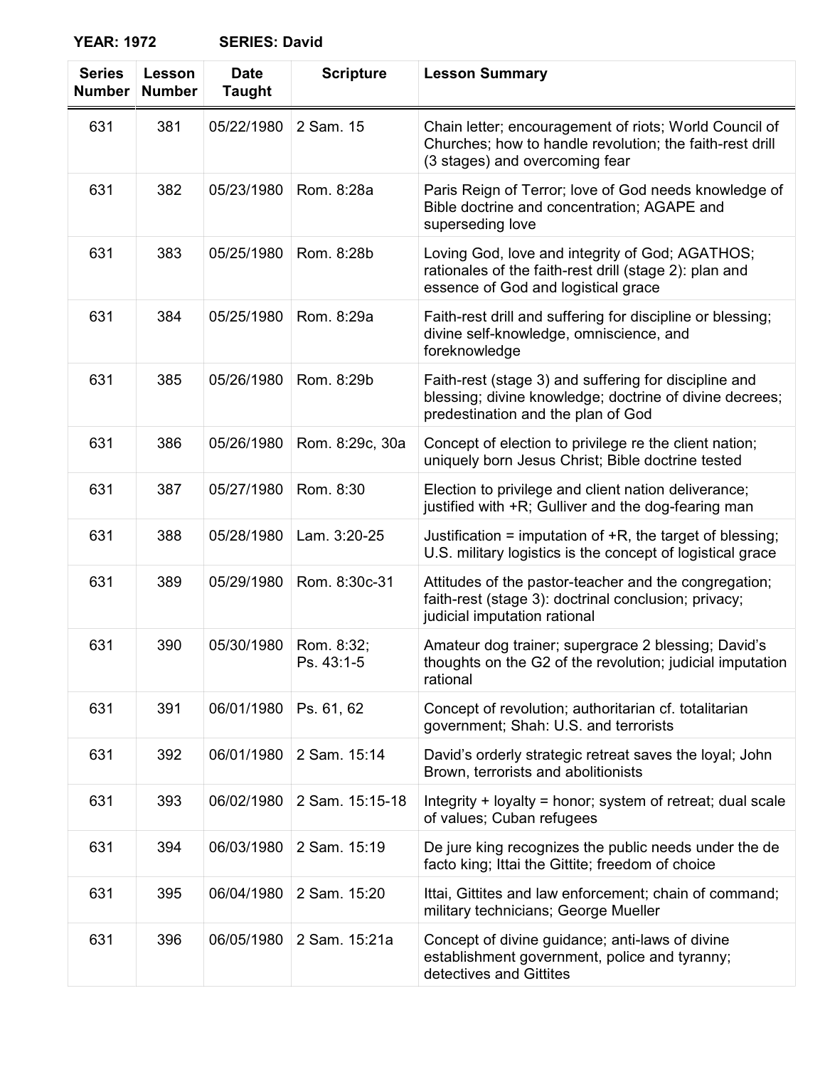**YEAR: 1972** **SERIES: David**

| Series Number | Lesson Number | Date Taught | Scripture | Lesson Summary |
|---|---|---|---|---|
| 631 | 381 | 05/22/1980 | 2 Sam. 15 | Chain letter; encouragement of riots; World Council of Churches; how to handle revolution; the faith-rest drill (3 stages) and overcoming fear |
| 631 | 382 | 05/23/1980 | Rom. 8:28a | Paris Reign of Terror; love of God needs knowledge of Bible doctrine and concentration; AGAPE and superseding love |
| 631 | 383 | 05/25/1980 | Rom. 8:28b | Loving God, love and integrity of God; AGATHOS; rationales of the faith-rest drill (stage 2): plan and essence of God and logistical grace |
| 631 | 384 | 05/25/1980 | Rom. 8:29a | Faith-rest drill and suffering for discipline or blessing; divine self-knowledge, omniscience, and foreknowledge |
| 631 | 385 | 05/26/1980 | Rom. 8:29b | Faith-rest (stage 3) and suffering for discipline and blessing; divine knowledge; doctrine of divine decrees; predestination and the plan of God |
| 631 | 386 | 05/26/1980 | Rom. 8:29c, 30a | Concept of election to privilege re the client nation; uniquely born Jesus Christ; Bible doctrine tested |
| 631 | 387 | 05/27/1980 | Rom. 8:30 | Election to privilege and client nation deliverance; justified with +R; Gulliver and the dog-fearing man |
| 631 | 388 | 05/28/1980 | Lam. 3:20-25 | Justification = imputation of +R, the target of blessing; U.S. military logistics is the concept of logistical grace |
| 631 | 389 | 05/29/1980 | Rom. 8:30c-31 | Attitudes of the pastor-teacher and the congregation; faith-rest (stage 3): doctrinal conclusion; privacy; judicial imputation rational |
| 631 | 390 | 05/30/1980 | Rom. 8:32; Ps. 43:1-5 | Amateur dog trainer; supergrace 2 blessing; David's thoughts on the G2 of the revolution; judicial imputation rational |
| 631 | 391 | 06/01/1980 | Ps. 61, 62 | Concept of revolution; authoritarian cf. totalitarian government; Shah: U.S. and terrorists |
| 631 | 392 | 06/01/1980 | 2 Sam. 15:14 | David's orderly strategic retreat saves the loyal; John Brown, terrorists and abolitionists |
| 631 | 393 | 06/02/1980 | 2 Sam. 15:15-18 | Integrity + loyalty = honor; system of retreat; dual scale of values; Cuban refugees |
| 631 | 394 | 06/03/1980 | 2 Sam. 15:19 | De jure king recognizes the public needs under the de facto king; Ittai the Gittite; freedom of choice |
| 631 | 395 | 06/04/1980 | 2 Sam. 15:20 | Ittai, Gittites and law enforcement; chain of command; military technicians; George Mueller |
| 631 | 396 | 06/05/1980 | 2 Sam. 15:21a | Concept of divine guidance; anti-laws of divine establishment government, police and tyranny; detectives and Gittites |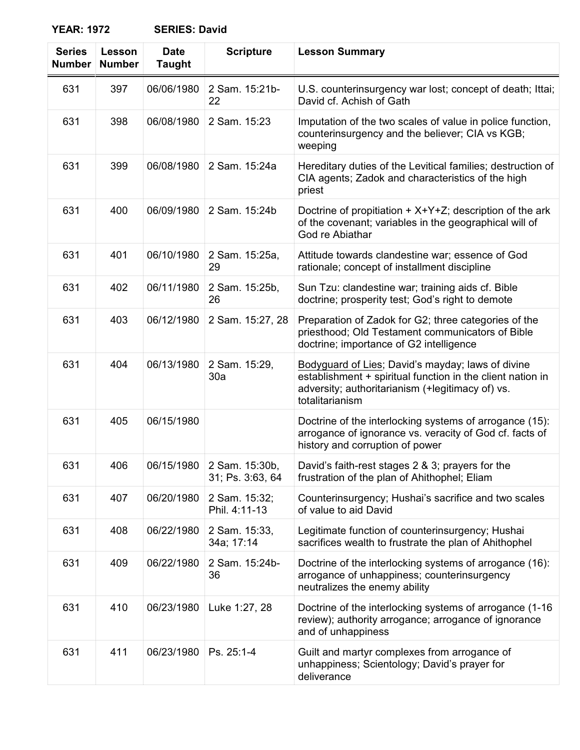**YEAR: 1972 SERIES: David**

| Series Number | Lesson Number | Date Taught | Scripture | Lesson Summary |
|---|---|---|---|---|
| 631 | 397 | 06/06/1980 | 2 Sam. 15:21b-22 | U.S. counterinsurgency war lost; concept of death; Ittai; David cf. Achish of Gath |
| 631 | 398 | 06/08/1980 | 2 Sam. 15:23 | Imputation of the two scales of value in police function, counterinsurgency and the believer; CIA vs KGB; weeping |
| 631 | 399 | 06/08/1980 | 2 Sam. 15:24a | Hereditary duties of the Levitical families; destruction of CIA agents; Zadok and characteristics of the high priest |
| 631 | 400 | 06/09/1980 | 2 Sam. 15:24b | Doctrine of propitiation + X+Y+Z; description of the ark of the covenant; variables in the geographical will of God re Abiathar |
| 631 | 401 | 06/10/1980 | 2 Sam. 15:25a, 29 | Attitude towards clandestine war; essence of God rationale; concept of installment discipline |
| 631 | 402 | 06/11/1980 | 2 Sam. 15:25b, 26 | Sun Tzu: clandestine war; training aids cf. Bible doctrine; prosperity test; God's right to demote |
| 631 | 403 | 06/12/1980 | 2 Sam. 15:27, 28 | Preparation of Zadok for G2; three categories of the priesthood; Old Testament communicators of Bible doctrine; importance of G2 intelligence |
| 631 | 404 | 06/13/1980 | 2 Sam. 15:29, 30a | Bodyguard of Lies; David's mayday; laws of divine establishment + spiritual function in the client nation in adversity; authoritarianism (+legitimacy of) vs. totalitarianism |
| 631 | 405 | 06/15/1980 | | Doctrine of the interlocking systems of arrogance (15): arrogance of ignorance vs. veracity of God cf. facts of history and corruption of power |
| 631 | 406 | 06/15/1980 | 2 Sam. 15:30b, 31; Ps. 3:63, 64 | David's faith-rest stages 2 & 3; prayers for the frustration of the plan of Ahithophel; Eliam |
| 631 | 407 | 06/20/1980 | 2 Sam. 15:32; Phil. 4:11-13 | Counterinsurgency; Hushai's sacrifice and two scales of value to aid David |
| 631 | 408 | 06/22/1980 | 2 Sam. 15:33, 34a; 17:14 | Legitimate function of counterinsurgency; Hushai sacrifices wealth to frustrate the plan of Ahithophel |
| 631 | 409 | 06/22/1980 | 2 Sam. 15:24b-36 | Doctrine of the interlocking systems of arrogance (16): arrogance of unhappiness; counterinsurgency neutralizes the enemy ability |
| 631 | 410 | 06/23/1980 | Luke 1:27, 28 | Doctrine of the interlocking systems of arrogance (1-16 review); authority arrogance; arrogance of ignorance and of unhappiness |
| 631 | 411 | 06/23/1980 | Ps. 25:1-4 | Guilt and martyr complexes from arrogance of unhappiness; Scientology; David's prayer for deliverance |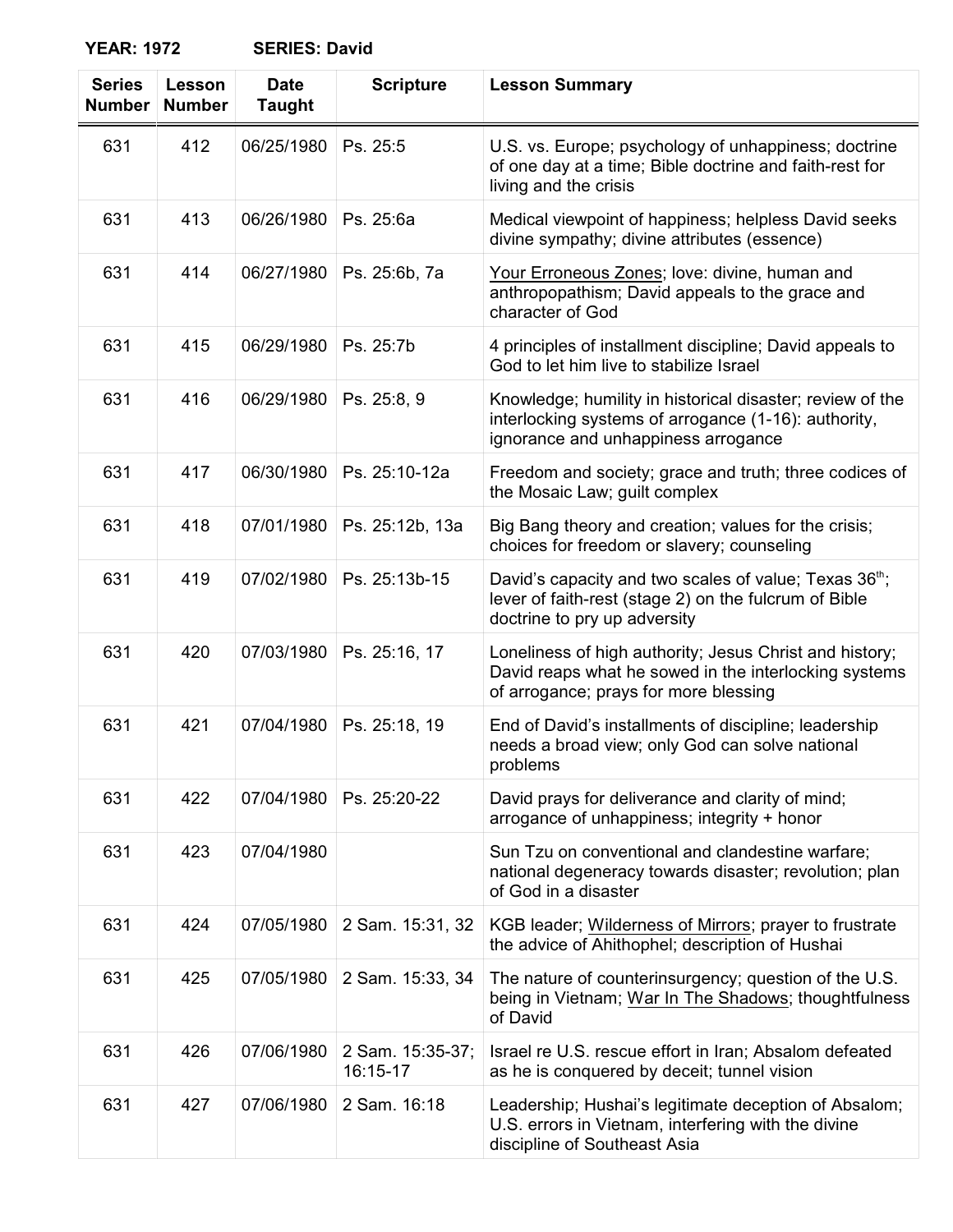**YEAR: 1972 SERIES: David**

| Series Number | Lesson Number | Date Taught | Scripture | Lesson Summary |
|---|---|---|---|---|
| 631 | 412 | 06/25/1980 | Ps. 25:5 | U.S. vs. Europe; psychology of unhappiness; doctrine of one day at a time; Bible doctrine and faith-rest for living and the crisis |
| 631 | 413 | 06/26/1980 | Ps. 25:6a | Medical viewpoint of happiness; helpless David seeks divine sympathy; divine attributes (essence) |
| 631 | 414 | 06/27/1980 | Ps. 25:6b, 7a | Your Erroneous Zones; love: divine, human and anthropopathism; David appeals to the grace and character of God |
| 631 | 415 | 06/29/1980 | Ps. 25:7b | 4 principles of installment discipline; David appeals to God to let him live to stabilize Israel |
| 631 | 416 | 06/29/1980 | Ps. 25:8, 9 | Knowledge; humility in historical disaster; review of the interlocking systems of arrogance (1-16): authority, ignorance and unhappiness arrogance |
| 631 | 417 | 06/30/1980 | Ps. 25:10-12a | Freedom and society; grace and truth; three codices of the Mosaic Law; guilt complex |
| 631 | 418 | 07/01/1980 | Ps. 25:12b, 13a | Big Bang theory and creation; values for the crisis; choices for freedom or slavery; counseling |
| 631 | 419 | 07/02/1980 | Ps. 25:13b-15 | David's capacity and two scales of value; Texas 36th; lever of faith-rest (stage 2) on the fulcrum of Bible doctrine to pry up adversity |
| 631 | 420 | 07/03/1980 | Ps. 25:16, 17 | Loneliness of high authority; Jesus Christ and history; David reaps what he sowed in the interlocking systems of arrogance; prays for more blessing |
| 631 | 421 | 07/04/1980 | Ps. 25:18, 19 | End of David's installments of discipline; leadership needs a broad view; only God can solve national problems |
| 631 | 422 | 07/04/1980 | Ps. 25:20-22 | David prays for deliverance and clarity of mind; arrogance of unhappiness; integrity + honor |
| 631 | 423 | 07/04/1980 | | Sun Tzu on conventional and clandestine warfare; national degeneracy towards disaster; revolution; plan of God in a disaster |
| 631 | 424 | 07/05/1980 | 2 Sam. 15:31, 32 | KGB leader; Wilderness of Mirrors; prayer to frustrate the advice of Ahithophel; description of Hushai |
| 631 | 425 | 07/05/1980 | 2 Sam. 15:33, 34 | The nature of counterinsurgency; question of the U.S. being in Vietnam; War In The Shadows; thoughtfulness of David |
| 631 | 426 | 07/06/1980 | 2 Sam. 15:35-37; 16:15-17 | Israel re U.S. rescue effort in Iran; Absalom defeated as he is conquered by deceit; tunnel vision |
| 631 | 427 | 07/06/1980 | 2 Sam. 16:18 | Leadership; Hushai's legitimate deception of Absalom; U.S. errors in Vietnam, interfering with the divine discipline of Southeast Asia |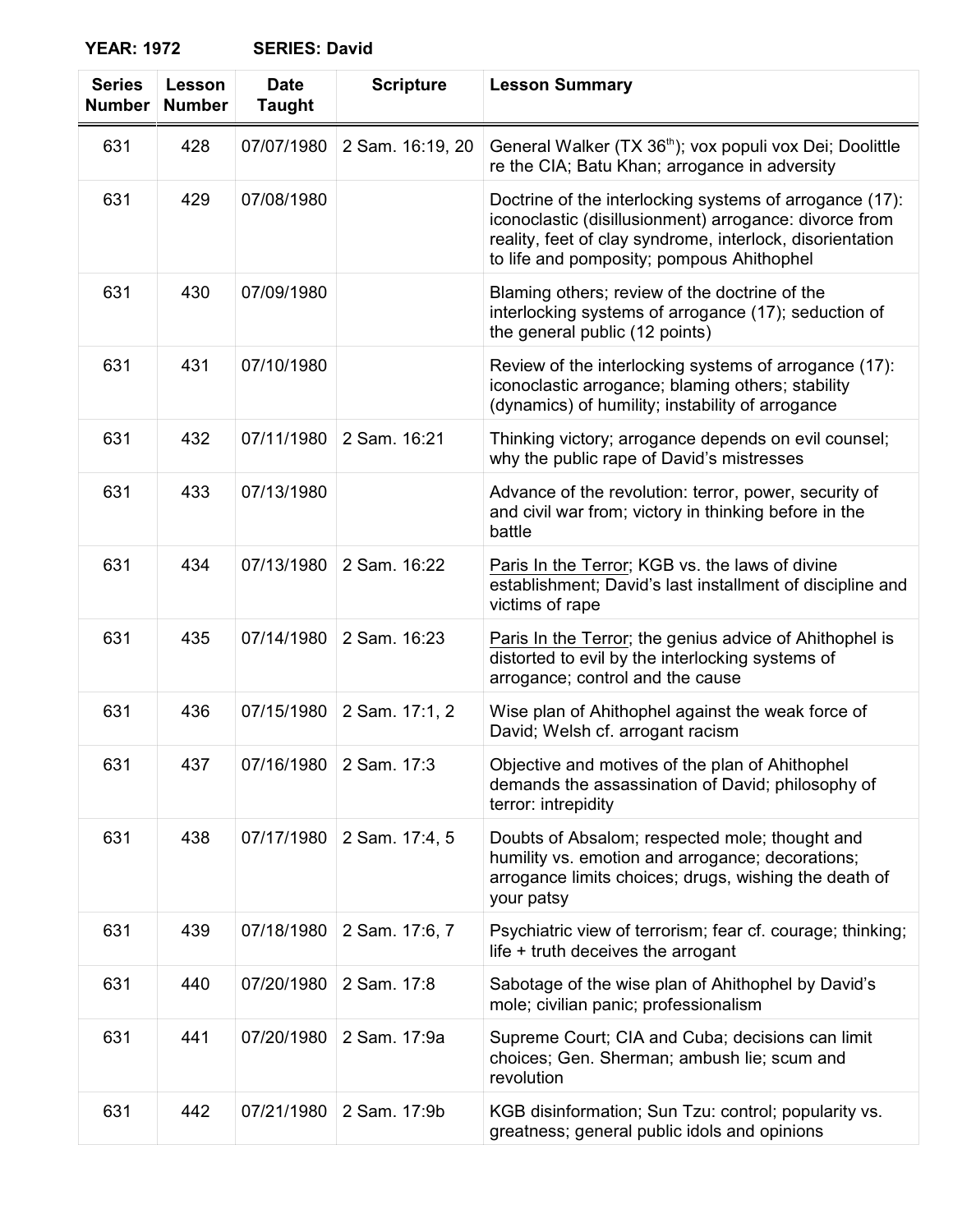**YEAR: 1972 SERIES: David**

| Series Number | Lesson Number | Date Taught | Scripture | Lesson Summary |
|---|---|---|---|---|
| 631 | 428 | 07/07/1980 | 2 Sam. 16:19, 20 | General Walker (TX 36th); vox populi vox Dei; Doolittle re the CIA; Batu Khan; arrogance in adversity |
| 631 | 429 | 07/08/1980 | | Doctrine of the interlocking systems of arrogance (17): iconoclastic (disillusionment) arrogance: divorce from reality, feet of clay syndrome, interlock, disorientation to life and pomposity; pompous Ahithophel |
| 631 | 430 | 07/09/1980 | | Blaming others; review of the doctrine of the interlocking systems of arrogance (17); seduction of the general public (12 points) |
| 631 | 431 | 07/10/1980 | | Review of the interlocking systems of arrogance (17): iconoclastic arrogance; blaming others; stability (dynamics) of humility; instability of arrogance |
| 631 | 432 | 07/11/1980 | 2 Sam. 16:21 | Thinking victory; arrogance depends on evil counsel; why the public rape of David's mistresses |
| 631 | 433 | 07/13/1980 | | Advance of the revolution: terror, power, security of and civil war from; victory in thinking before in the battle |
| 631 | 434 | 07/13/1980 | 2 Sam. 16:22 | Paris In the Terror; KGB vs. the laws of divine establishment; David's last installment of discipline and victims of rape |
| 631 | 435 | 07/14/1980 | 2 Sam. 16:23 | Paris In the Terror; the genius advice of Ahithophel is distorted to evil by the interlocking systems of arrogance; control and the cause |
| 631 | 436 | 07/15/1980 | 2 Sam. 17:1, 2 | Wise plan of Ahithophel against the weak force of David; Welsh cf. arrogant racism |
| 631 | 437 | 07/16/1980 | 2 Sam. 17:3 | Objective and motives of the plan of Ahithophel demands the assassination of David; philosophy of terror: intrepidity |
| 631 | 438 | 07/17/1980 | 2 Sam. 17:4, 5 | Doubts of Absalom; respected mole; thought and humility vs. emotion and arrogance; decorations; arrogance limits choices; drugs, wishing the death of your patsy |
| 631 | 439 | 07/18/1980 | 2 Sam. 17:6, 7 | Psychiatric view of terrorism; fear cf. courage; thinking; life + truth deceives the arrogant |
| 631 | 440 | 07/20/1980 | 2 Sam. 17:8 | Sabotage of the wise plan of Ahithophel by David's mole; civilian panic; professionalism |
| 631 | 441 | 07/20/1980 | 2 Sam. 17:9a | Supreme Court; CIA and Cuba; decisions can limit choices; Gen. Sherman; ambush lie; scum and revolution |
| 631 | 442 | 07/21/1980 | 2 Sam. 17:9b | KGB disinformation; Sun Tzu: control; popularity vs. greatness; general public idols and opinions |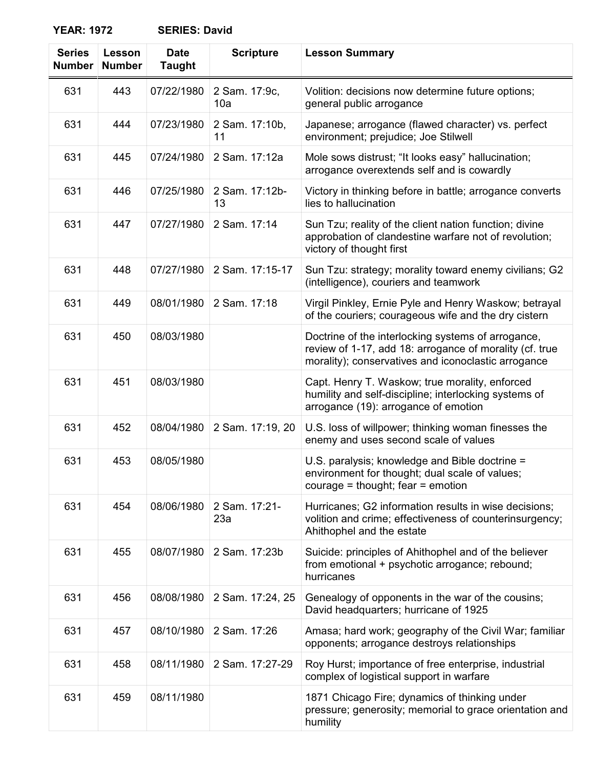**YEAR: 1972 SERIES: David**

| Series Number | Lesson Number | Date Taught | Scripture | Lesson Summary |
|---|---|---|---|---|
| 631 | 443 | 07/22/1980 | 2 Sam. 17:9c, 10a | Volition: decisions now determine future options; general public arrogance |
| 631 | 444 | 07/23/1980 | 2 Sam. 17:10b, 11 | Japanese; arrogance (flawed character) vs. perfect environment; prejudice; Joe Stilwell |
| 631 | 445 | 07/24/1980 | 2 Sam. 17:12a | Mole sows distrust; “It looks easy” hallucination; arrogance overextends self and is cowardly |
| 631 | 446 | 07/25/1980 | 2 Sam. 17:12b-13 | Victory in thinking before in battle; arrogance converts lies to hallucination |
| 631 | 447 | 07/27/1980 | 2 Sam. 17:14 | Sun Tzu; reality of the client nation function; divine approbation of clandestine warfare not of revolution; victory of thought first |
| 631 | 448 | 07/27/1980 | 2 Sam. 17:15-17 | Sun Tzu: strategy; morality toward enemy civilians; G2 (intelligence), couriers and teamwork |
| 631 | 449 | 08/01/1980 | 2 Sam. 17:18 | Virgil Pinkley, Ernie Pyle and Henry Waskow; betrayal of the couriers; courageous wife and the dry cistern |
| 631 | 450 | 08/03/1980 | | Doctrine of the interlocking systems of arrogance, review of 1-17, add 18: arrogance of morality (cf. true morality); conservatives and iconoclastic arrogance |
| 631 | 451 | 08/03/1980 | | Capt. Henry T. Waskow; true morality, enforced humility and self-discipline; interlocking systems of arrogance (19): arrogance of emotion |
| 631 | 452 | 08/04/1980 | 2 Sam. 17:19, 20 | U.S. loss of willpower; thinking woman finesses the enemy and uses second scale of values |
| 631 | 453 | 08/05/1980 | | U.S. paralysis; knowledge and Bible doctrine = environment for thought; dual scale of values; courage = thought; fear = emotion |
| 631 | 454 | 08/06/1980 | 2 Sam. 17:21-23a | Hurricanes; G2 information results in wise decisions; volition and crime; effectiveness of counterinsurgency; Ahithophel and the estate |
| 631 | 455 | 08/07/1980 | 2 Sam. 17:23b | Suicide: principles of Ahithophel and of the believer from emotional + psychotic arrogance; rebound; hurricanes |
| 631 | 456 | 08/08/1980 | 2 Sam. 17:24, 25 | Genealogy of opponents in the war of the cousins; David headquarters; hurricane of 1925 |
| 631 | 457 | 08/10/1980 | 2 Sam. 17:26 | Amasa; hard work; geography of the Civil War; familiar opponents; arrogance destroys relationships |
| 631 | 458 | 08/11/1980 | 2 Sam. 17:27-29 | Roy Hurst; importance of free enterprise, industrial complex of logistical support in warfare |
| 631 | 459 | 08/11/1980 | | 1871 Chicago Fire; dynamics of thinking under pressure; generosity; memorial to grace orientation and humility |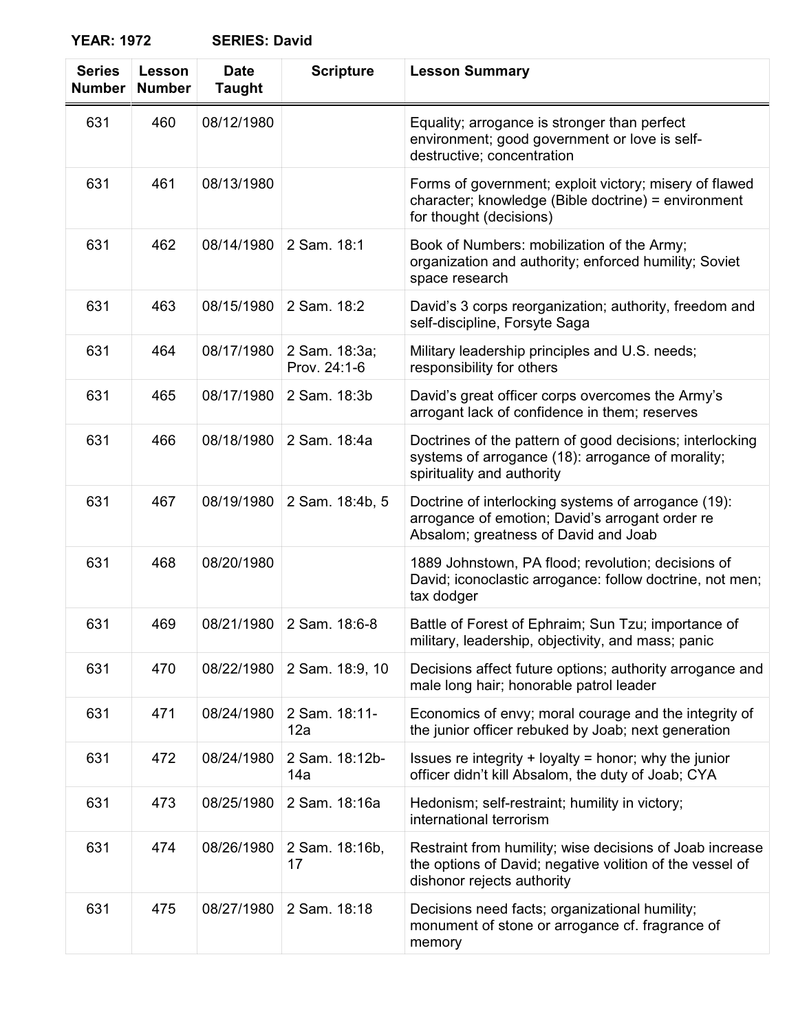**YEAR: 1972 SERIES: David**

| Series Number | Lesson Number | Date Taught | Scripture | Lesson Summary |
|---|---|---|---|---|
| 631 | 460 | 08/12/1980 | | Equality; arrogance is stronger than perfect environment; good government or love is self-destructive; concentration |
| 631 | 461 | 08/13/1980 | | Forms of government; exploit victory; misery of flawed character; knowledge (Bible doctrine) = environment for thought (decisions) |
| 631 | 462 | 08/14/1980 | 2 Sam. 18:1 | Book of Numbers: mobilization of the Army; organization and authority; enforced humility; Soviet space research |
| 631 | 463 | 08/15/1980 | 2 Sam. 18:2 | David's 3 corps reorganization; authority, freedom and self-discipline, Forsyte Saga |
| 631 | 464 | 08/17/1980 | 2 Sam. 18:3a; Prov. 24:1-6 | Military leadership principles and U.S. needs; responsibility for others |
| 631 | 465 | 08/17/1980 | 2 Sam. 18:3b | David's great officer corps overcomes the Army's arrogant lack of confidence in them; reserves |
| 631 | 466 | 08/18/1980 | 2 Sam. 18:4a | Doctrines of the pattern of good decisions; interlocking systems of arrogance (18): arrogance of morality; spirituality and authority |
| 631 | 467 | 08/19/1980 | 2 Sam. 18:4b, 5 | Doctrine of interlocking systems of arrogance (19): arrogance of emotion; David's arrogant order re Absalom; greatness of David and Joab |
| 631 | 468 | 08/20/1980 | | 1889 Johnstown, PA flood; revolution; decisions of David; iconoclastic arrogance: follow doctrine, not men; tax dodger |
| 631 | 469 | 08/21/1980 | 2 Sam. 18:6-8 | Battle of Forest of Ephraim; Sun Tzu; importance of military, leadership, objectivity, and mass; panic |
| 631 | 470 | 08/22/1980 | 2 Sam. 18:9, 10 | Decisions affect future options; authority arrogance and male long hair; honorable patrol leader |
| 631 | 471 | 08/24/1980 | 2 Sam. 18:11-12a | Economics of envy; moral courage and the integrity of the junior officer rebuked by Joab; next generation |
| 631 | 472 | 08/24/1980 | 2 Sam. 18:12b-14a | Issues re integrity + loyalty = honor; why the junior officer didn't kill Absalom, the duty of Joab; CYA |
| 631 | 473 | 08/25/1980 | 2 Sam. 18:16a | Hedonism; self-restraint; humility in victory; international terrorism |
| 631 | 474 | 08/26/1980 | 2 Sam. 18:16b, 17 | Restraint from humility; wise decisions of Joab increase the options of David; negative volition of the vessel of dishonor rejects authority |
| 631 | 475 | 08/27/1980 | 2 Sam. 18:18 | Decisions need facts; organizational humility; monument of stone or arrogance cf. fragrance of memory |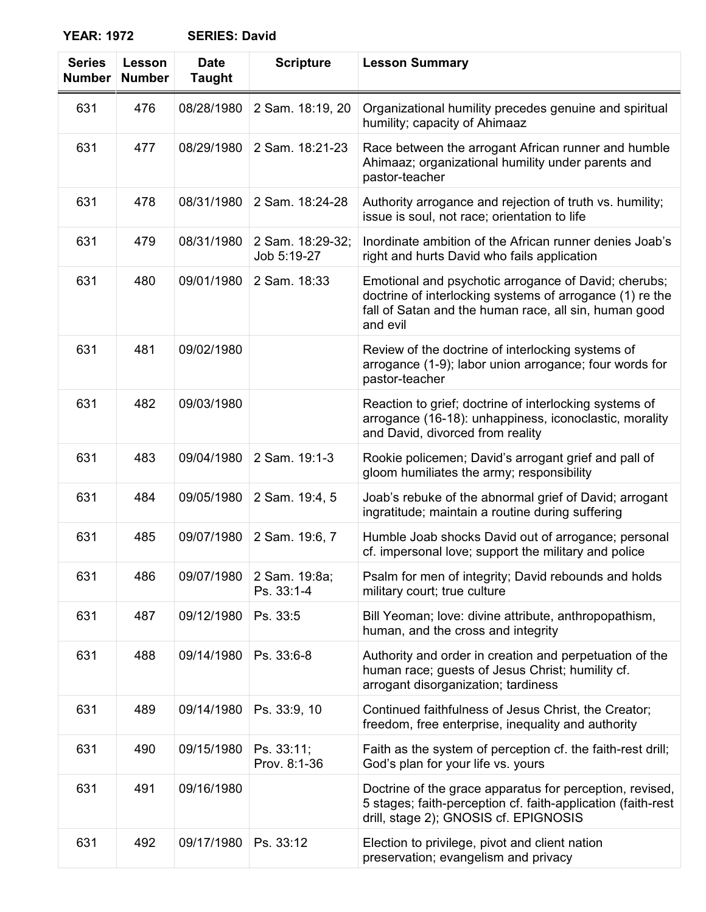**YEAR: 1972 SERIES: David**

| Series Number | Lesson Number | Date Taught | Scripture | Lesson Summary |
|---|---|---|---|---|
| 631 | 476 | 08/28/1980 | 2 Sam. 18:19, 20 | Organizational humility precedes genuine and spiritual humility; capacity of Ahimaaz |
| 631 | 477 | 08/29/1980 | 2 Sam. 18:21-23 | Race between the arrogant African runner and humble Ahimaaz; organizational humility under parents and pastor-teacher |
| 631 | 478 | 08/31/1980 | 2 Sam. 18:24-28 | Authority arrogance and rejection of truth vs. humility; issue is soul, not race; orientation to life |
| 631 | 479 | 08/31/1980 | 2 Sam. 18:29-32; Job 5:19-27 | Inordinate ambition of the African runner denies Joab's right and hurts David who fails application |
| 631 | 480 | 09/01/1980 | 2 Sam. 18:33 | Emotional and psychotic arrogance of David; cherubs; doctrine of interlocking systems of arrogance (1) re the fall of Satan and the human race, all sin, human good and evil |
| 631 | 481 | 09/02/1980 | | Review of the doctrine of interlocking systems of arrogance (1-9); labor union arrogance; four words for pastor-teacher |
| 631 | 482 | 09/03/1980 | | Reaction to grief; doctrine of interlocking systems of arrogance (16-18): unhappiness, iconoclastic, morality and David, divorced from reality |
| 631 | 483 | 09/04/1980 | 2 Sam. 19:1-3 | Rookie policemen; David's arrogant grief and pall of gloom humiliates the army; responsibility |
| 631 | 484 | 09/05/1980 | 2 Sam. 19:4, 5 | Joab's rebuke of the abnormal grief of David; arrogant ingratitude; maintain a routine during suffering |
| 631 | 485 | 09/07/1980 | 2 Sam. 19:6, 7 | Humble Joab shocks David out of arrogance; personal cf. impersonal love; support the military and police |
| 631 | 486 | 09/07/1980 | 2 Sam. 19:8a; Ps. 33:1-4 | Psalm for men of integrity; David rebounds and holds military court; true culture |
| 631 | 487 | 09/12/1980 | Ps. 33:5 | Bill Yeoman; love: divine attribute, anthropopathism, human, and the cross and integrity |
| 631 | 488 | 09/14/1980 | Ps. 33:6-8 | Authority and order in creation and perpetuation of the human race; guests of Jesus Christ; humility cf. arrogant disorganization; tardiness |
| 631 | 489 | 09/14/1980 | Ps. 33:9, 10 | Continued faithfulness of Jesus Christ, the Creator; freedom, free enterprise, inequality and authority |
| 631 | 490 | 09/15/1980 | Ps. 33:11; Prov. 8:1-36 | Faith as the system of perception cf. the faith-rest drill; God's plan for your life vs. yours |
| 631 | 491 | 09/16/1980 | | Doctrine of the grace apparatus for perception, revised, 5 stages; faith-perception cf. faith-application (faith-rest drill, stage 2); GNOSIS cf. EPIGNOSIS |
| 631 | 492 | 09/17/1980 | Ps. 33:12 | Election to privilege, pivot and client nation preservation; evangelism and privacy |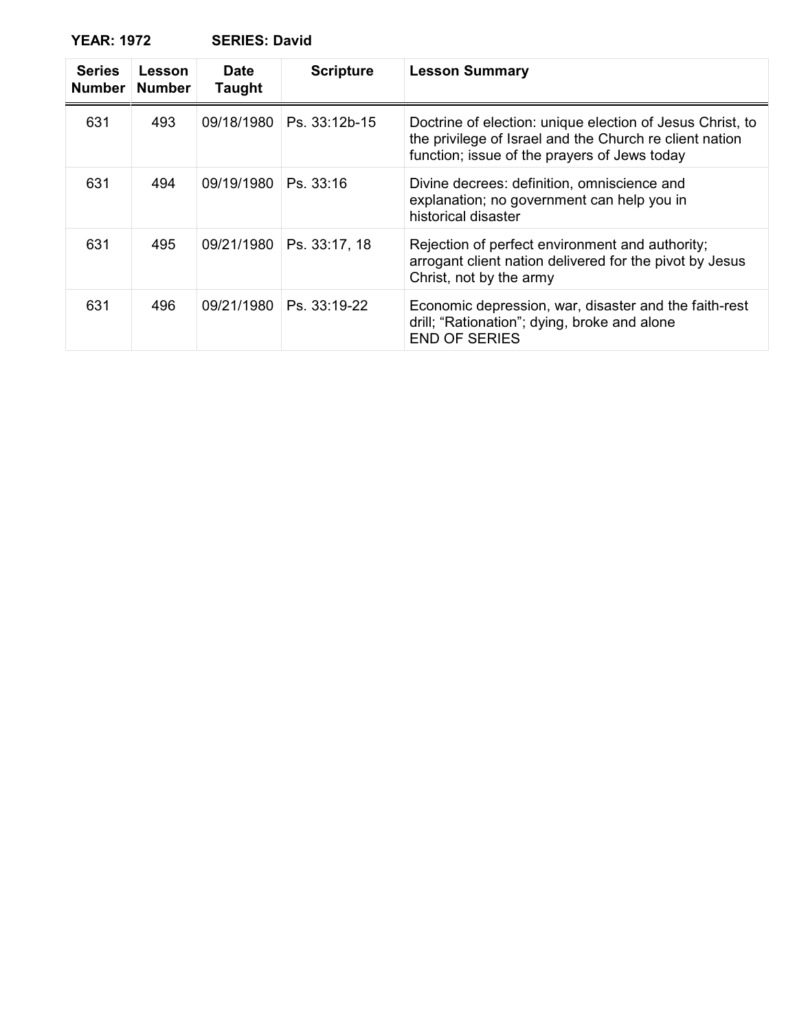**YEAR: 1972 SERIES: David**

| Series Number | Lesson Number | Date Taught | Scripture | Lesson Summary |
|---|---|---|---|---|
| 631 | 493 | 09/18/1980 | Ps. 33:12b-15 | Doctrine of election: unique election of Jesus Christ, to the privilege of Israel and the Church re client nation function; issue of the prayers of Jews today |
| 631 | 494 | 09/19/1980 | Ps. 33:16 | Divine decrees: definition, omniscience and explanation; no government can help you in historical disaster |
| 631 | 495 | 09/21/1980 | Ps. 33:17, 18 | Rejection of perfect environment and authority; arrogant client nation delivered for the pivot by Jesus Christ, not by the army |
| 631 | 496 | 09/21/1980 | Ps. 33:19-22 | Economic depression, war, disaster and the faith-rest drill; "Rationation"; dying, broke and alone END OF SERIES |